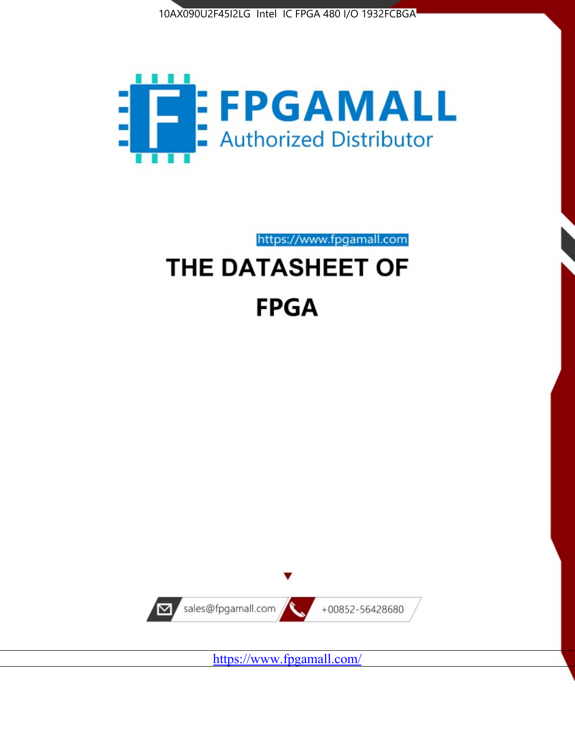10AX090U2F45I2LG Intel IC FPGA 480 I/O 1932FCBGA

FPGAMALL

Authorized Distributor

https://www.fpgamall.com

# THE DATASHEET OF

# FPGA

sales@fpgamall.com

+00852-56428680

https://www.fpgamall.com/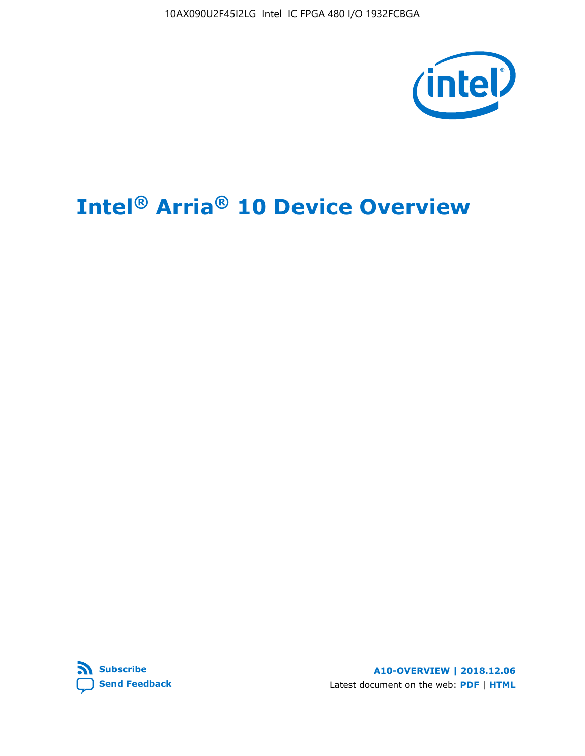# Intel® Arria® 10 Device Overview

**Subscribe**

**Send Feedback**

**A10-OVERVIEW | 2018.12.06**

Latest document on the web: **PDF** | **HTML**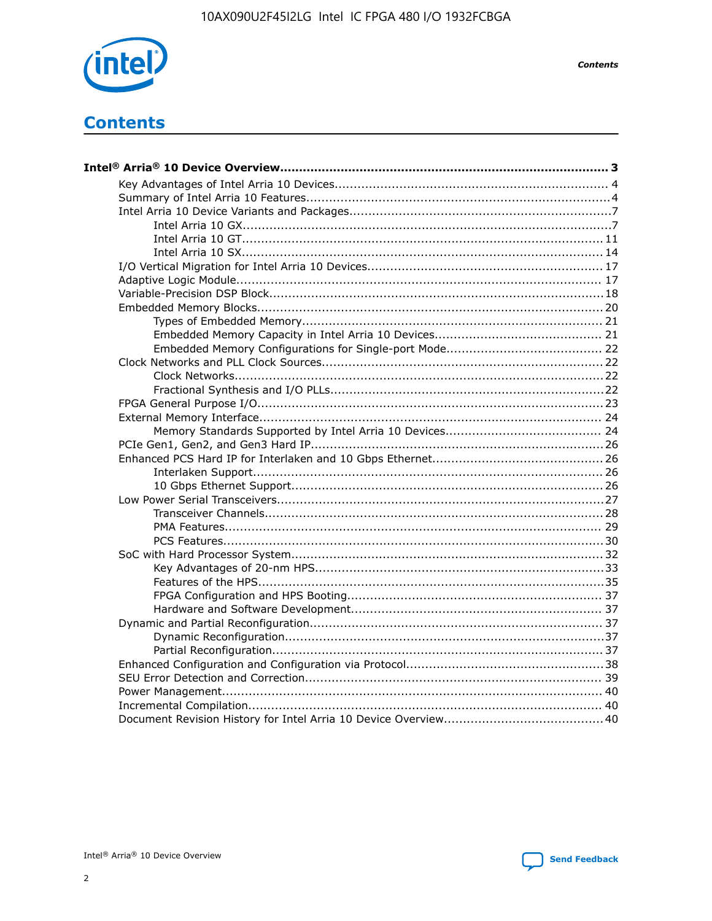# Contents

**Intel® Arria® 10 Device Overview....................................................................................... 3**

- Key Advantages of Intel Arria 10 Devices........................................................................ 4
- Summary of Intel Arria 10 Features................................................................................4
- Intel Arria 10 Device Variants and Packages.....................................................................7
  - Intel Arria 10 GX..................................................................................................7
  - Intel Arria 10 GT................................................................................................ 11
  - Intel Arria 10 SX................................................................................................ 14
- I/O Vertical Migration for Intel Arria 10 Devices.............................................................. 17
- Adaptive Logic Module................................................................................................ 17
- Variable-Precision DSP Block.........................................................................................18
- Embedded Memory Blocks........................................................................................... 20
  - Types of Embedded Memory............................................................................... 21
  - Embedded Memory Capacity in Intel Arria 10 Devices............................................ 21
  - Embedded Memory Configurations for Single-port Mode......................................... 22
- Clock Networks and PLL Clock Sources.......................................................................... 22
  - Clock Networks.................................................................................................. 22
  - Fractional Synthesis and I/O PLLs.........................................................................22
- FPGA General Purpose I/O...........................................................................................23
- External Memory Interface........................................................................................... 24
  - Memory Standards Supported by Intel Arria 10 Devices......................................... 24
- PCIe Gen1, Gen2, and Gen3 Hard IP.............................................................................26
- Enhanced PCS Hard IP for Interlaken and 10 Gbps Ethernet.............................................26
  - Interlaken Support............................................................................................. 26
  - 10 Gbps Ethernet Support...................................................................................26
- Low Power Serial Transceivers......................................................................................27
  - Transceiver Channels..........................................................................................28
  - PMA Features.................................................................................................... 29
  - PCS Features.....................................................................................................30
- SoC with Hard Processor System..................................................................................32
  - Key Advantages of 20-nm HPS.............................................................................33
  - Features of the HPS............................................................................................35
  - FPGA Configuration and HPS Booting.................................................................... 37
  - Hardware and Software Development.................................................................. 37
- Dynamic and Partial Reconfiguration.............................................................................37
  - Dynamic Reconfiguration.....................................................................................37
  - Partial Reconfiguration........................................................................................37
- Enhanced Configuration and Configuration via Protocol....................................................38
- SEU Error Detection and Correction.............................................................................. 39
- Power Management.................................................................................................... 40
- Incremental Compilation............................................................................................. 40
- Document Revision History for Intel Arria 10 Device Overview..........................................40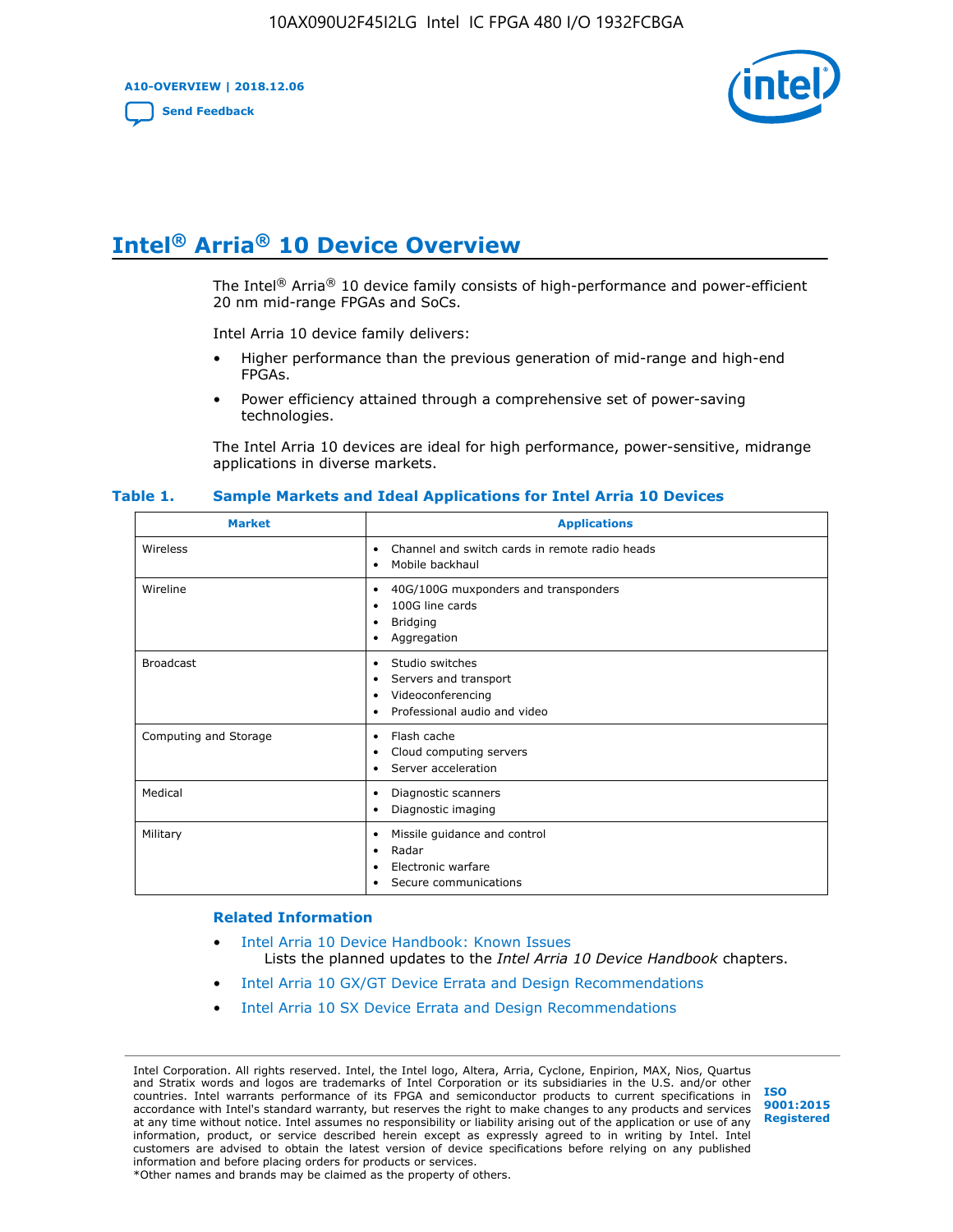# Intel® Arria® 10 Device Overview

The Intel® Arria® 10 device family consists of high-performance and power-efficient 20 nm mid-range FPGAs and SoCs.

Intel Arria 10 device family delivers:

- Higher performance than the previous generation of mid-range and high-end FPGAs.
- Power efficiency attained through a comprehensive set of power-saving technologies.

The Intel Arria 10 devices are ideal for high performance, power-sensitive, midrange applications in diverse markets.

**Table 1. Sample Markets and Ideal Applications for Intel Arria 10 Devices**

| Market | Applications |
|---|---|
| Wireless | • Channel and switch cards in remote radio heads<br>• Mobile backhaul |
| Wireline | • 40G/100G muxponders and transponders<br>• 100G line cards<br>• Bridging<br>• Aggregation |
| Broadcast | • Studio switches<br>• Servers and transport<br>• Videoconferencing<br>• Professional audio and video |
| Computing and Storage | • Flash cache<br>• Cloud computing servers<br>• Server acceleration |
| Medical | • Diagnostic scanners<br>• Diagnostic imaging |
| Military | • Missile guidance and control<br>• Radar<br>• Electronic warfare<br>• Secure communications |

### Related Information

- Intel Arria 10 Device Handbook: Known Issues
  Lists the planned updates to the *Intel Arria 10 Device Handbook* chapters.
- Intel Arria 10 GX/GT Device Errata and Design Recommendations
- Intel Arria 10 SX Device Errata and Design Recommendations

Intel Corporation. All rights reserved. Intel, the Intel logo, Altera, Arria, Cyclone, Enpirion, MAX, Nios, Quartus and Stratix words and logos are trademarks of Intel Corporation or its subsidiaries in the U.S. and/or other countries. Intel warrants performance of its FPGA and semiconductor products to current specifications in accordance with Intel's standard warranty, but reserves the right to make changes to any products and services at any time without notice. Intel assumes no responsibility or liability arising out of the application or use of any information, product, or service described herein except as expressly agreed to in writing by Intel. Intel customers are advised to obtain the latest version of device specifications before relying on any published information and before placing orders for products or services.
*Other names and brands may be claimed as the property of others.

ISO 9001:2015 Registered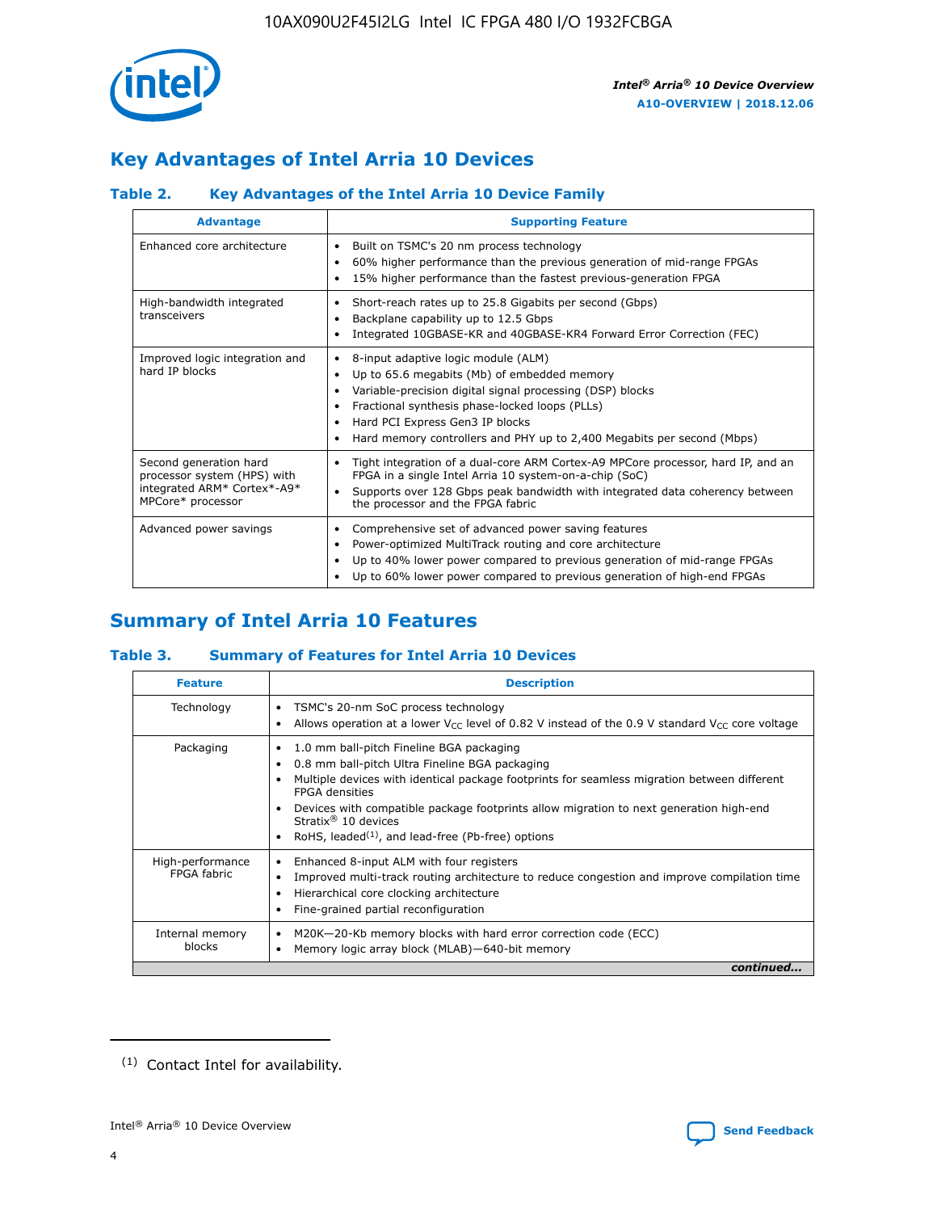## Key Advantages of Intel Arria 10 Devices

### Table 2. Key Advantages of the Intel Arria 10 Device Family

| Advantage | Supporting Feature |
|---|---|
| Enhanced core architecture | • Built on TSMC's 20 nm process technology<br>• 60% higher performance than the previous generation of mid-range FPGAs<br>• 15% higher performance than the fastest previous-generation FPGA |
| High-bandwidth integrated transceivers | • Short-reach rates up to 25.8 Gigabits per second (Gbps)<br>• Backplane capability up to 12.5 Gbps<br>• Integrated 10GBASE-KR and 40GBASE-KR4 Forward Error Correction (FEC) |
| Improved logic integration and hard IP blocks | • 8-input adaptive logic module (ALM)<br>• Up to 65.6 megabits (Mb) of embedded memory<br>• Variable-precision digital signal processing (DSP) blocks<br>• Fractional synthesis phase-locked loops (PLLs)<br>• Hard PCI Express Gen3 IP blocks<br>• Hard memory controllers and PHY up to 2,400 Megabits per second (Mbps) |
| Second generation hard processor system (HPS) with integrated ARM* Cortex*-A9* MPCore* processor | • Tight integration of a dual-core ARM Cortex-A9 MPCore processor, hard IP, and an FPGA in a single Intel Arria 10 system-on-a-chip (SoC)<br>• Supports over 128 Gbps peak bandwidth with integrated data coherency between the processor and the FPGA fabric |
| Advanced power savings | • Comprehensive set of advanced power saving features<br>• Power-optimized MultiTrack routing and core architecture<br>• Up to 40% lower power compared to previous generation of mid-range FPGAs<br>• Up to 60% lower power compared to previous generation of high-end FPGAs |

## Summary of Intel Arria 10 Features

### Table 3. Summary of Features for Intel Arria 10 Devices

| Feature | Description |
|---|---|
| Technology | • TSMC's 20-nm SoC process technology<br>• Allows operation at a lower $V_{CC}$ level of 0.82 V instead of the 0.9 V standard $V_{CC}$ core voltage |
| Packaging | • 1.0 mm ball-pitch Fineline BGA packaging<br>• 0.8 mm ball-pitch Ultra Fineline BGA packaging<br>• Multiple devices with identical package footprints for seamless migration between different FPGA densities<br>• Devices with compatible package footprints allow migration to next generation high-end Stratix® 10 devices<br>• RoHS, leaded[(1)], and lead-free (Pb-free) options |
| High-performance FPGA fabric | • Enhanced 8-input ALM with four registers<br>• Improved multi-track routing architecture to reduce congestion and improve compilation time<br>• Hierarchical core clocking architecture<br>• Fine-grained partial reconfiguration |
| Internal memory blocks | • M20K—20-Kb memory blocks with hard error correction code (ECC)<br>• Memory logic array block (MLAB)—640-bit memory |

*continued...*

(1) Contact Intel for availability.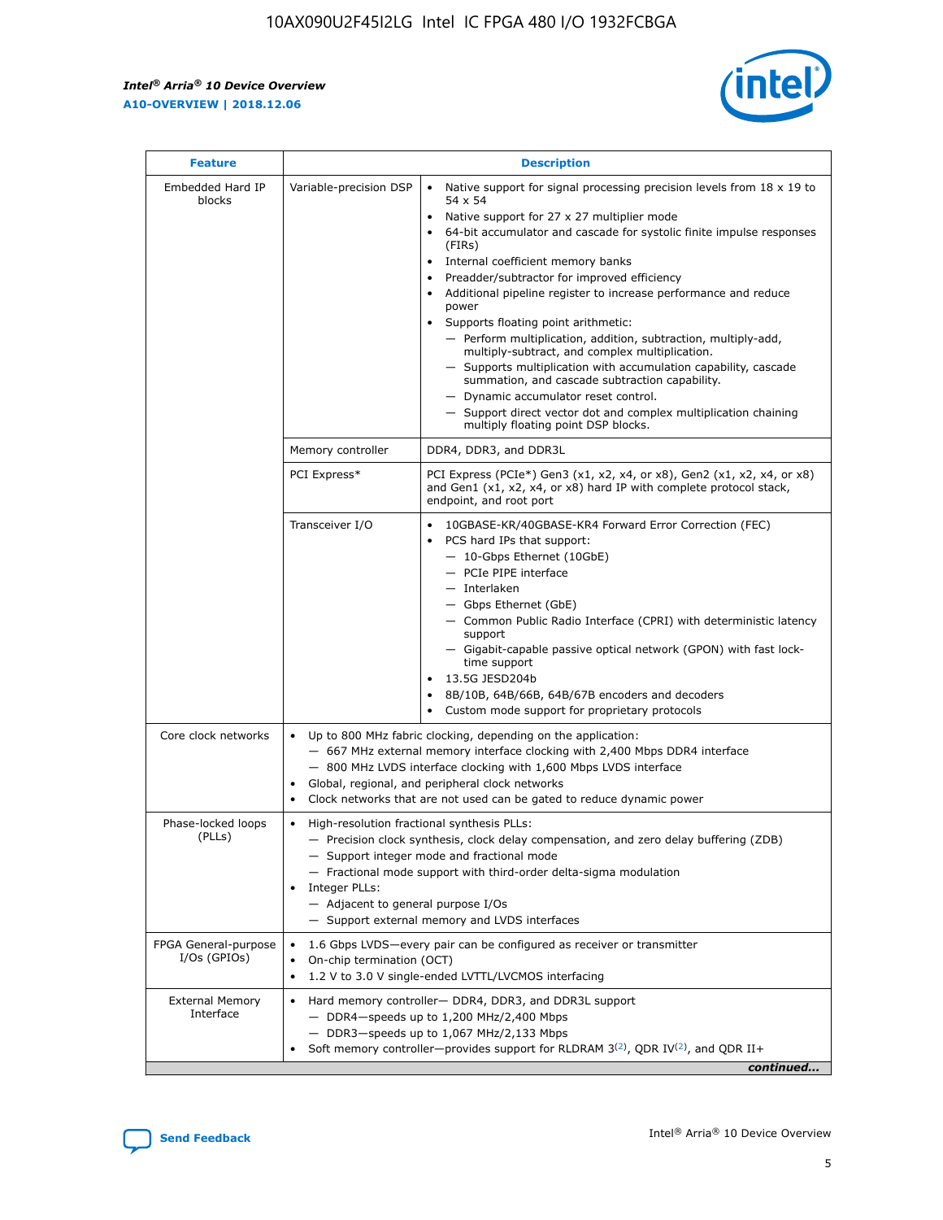| Feature | Description | |
|---|---|---|
| Embedded Hard IP blocks | Variable-precision DSP | • Native support for signal processing precision levels from 18 x 19 to 54 x 54<br>• Native support for 27 x 27 multiplier mode<br>• 64-bit accumulator and cascade for systolic finite impulse responses (FIRs)<br>• Internal coefficient memory banks<br>• Preadder/subtractor for improved efficiency<br>• Additional pipeline register to increase performance and reduce power<br>• Supports floating point arithmetic:<br>— Perform multiplication, addition, subtraction, multiply-add, multiply-subtract, and complex multiplication.<br>— Supports multiplication with accumulation capability, cascade summation, and cascade subtraction capability.<br>— Dynamic accumulator reset control.<br>— Support direct vector dot and complex multiplication chaining multiply floating point DSP blocks. |
| | Memory controller | DDR4, DDR3, and DDR3L |
| | PCI Express* | PCI Express (PCIe*) Gen3 (x1, x2, x4, or x8), Gen2 (x1, x2, x4, or x8) and Gen1 (x1, x2, x4, or x8) hard IP with complete protocol stack, endpoint, and root port |
| | Transceiver I/O | • 10GBASE-KR/40GBASE-KR4 Forward Error Correction (FEC)<br>• PCS hard IPs that support:<br>— 10-Gbps Ethernet (10GbE)<br>— PCIe PIPE interface<br>— Interlaken<br>— Gbps Ethernet (GbE)<br>— Common Public Radio Interface (CPRI) with deterministic latency support<br>— Gigabit-capable passive optical network (GPON) with fast lock-time support<br>• 13.5G JESD204b<br>• 8B/10B, 64B/66B, 64B/67B encoders and decoders<br>• Custom mode support for proprietary protocols |
| Core clock networks | • Up to 800 MHz fabric clocking, depending on the application:<br>— 667 MHz external memory interface clocking with 2,400 Mbps DDR4 interface<br>— 800 MHz LVDS interface clocking with 1,600 Mbps LVDS interface<br>• Global, regional, and peripheral clock networks<br>• Clock networks that are not used can be gated to reduce dynamic power | |
| Phase-locked loops (PLLs) | • High-resolution fractional synthesis PLLs:<br>— Precision clock synthesis, clock delay compensation, and zero delay buffering (ZDB)<br>— Support integer mode and fractional mode<br>— Fractional mode support with third-order delta-sigma modulation<br>• Integer PLLs:<br>— Adjacent to general purpose I/Os<br>— Support external memory and LVDS interfaces | |
| FPGA General-purpose I/Os (GPIOs) | • 1.6 Gbps LVDS—every pair can be configured as receiver or transmitter<br>• On-chip termination (OCT)<br>• 1.2 V to 3.0 V single-ended LVTTL/LVCMOS interfacing | |
| External Memory Interface | • Hard memory controller— DDR4, DDR3, and DDR3L support<br>— DDR4—speeds up to 1,200 MHz/2,400 Mbps<br>— DDR3—speeds up to 1,067 MHz/2,133 Mbps<br>• Soft memory controller—provides support for RLDRAM 3[(2)], QDR IV[(2)], and QDR II+ | |

*continued...*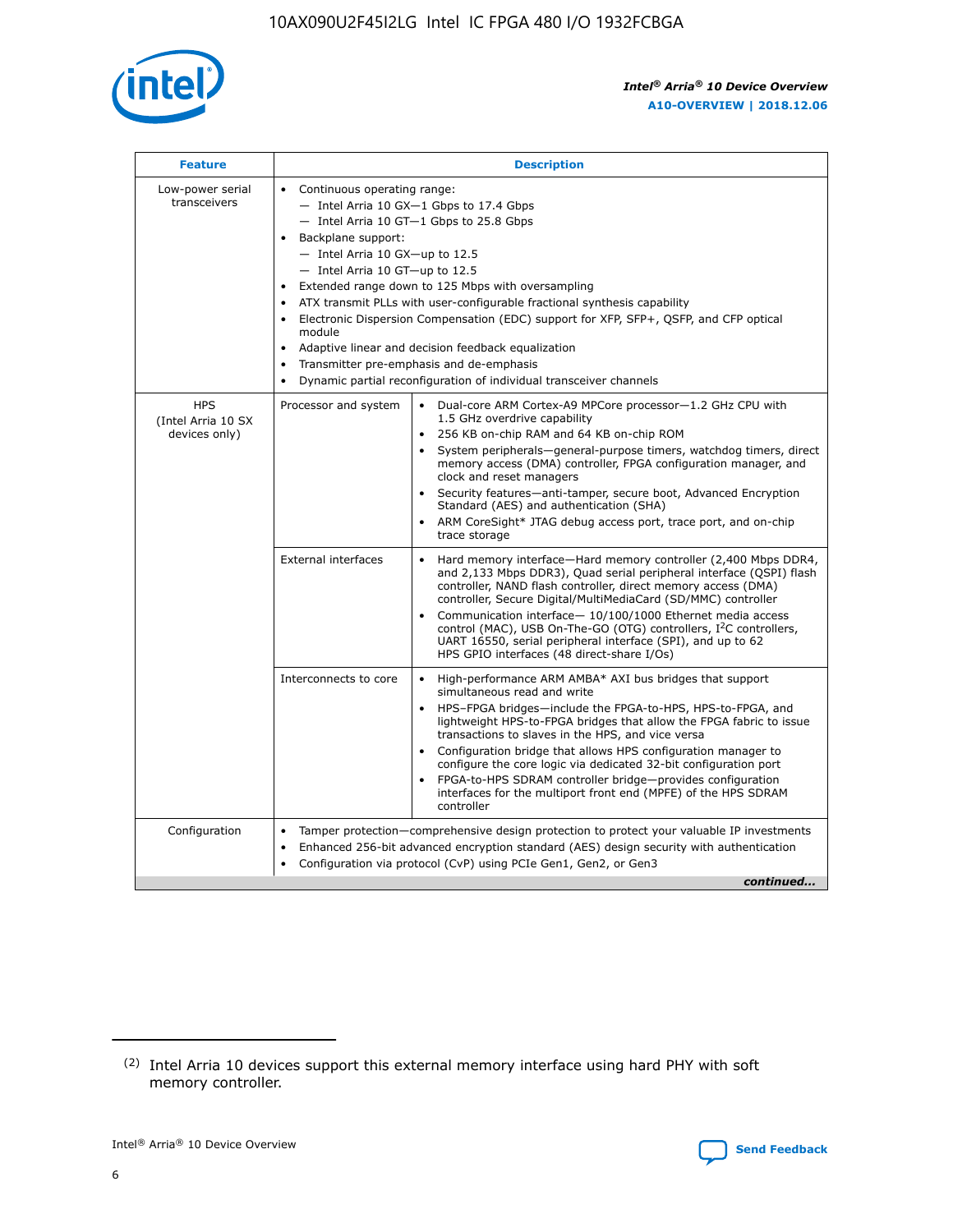| Feature | Description | |
|---|---|---|
| Low-power serial transceivers | • Continuous operating range:<br>— Intel Arria 10 GX—1 Gbps to 17.4 Gbps<br>— Intel Arria 10 GT—1 Gbps to 25.8 Gbps<br>• Backplane support:<br>— Intel Arria 10 GX—up to 12.5<br>— Intel Arria 10 GT—up to 12.5<br>• Extended range down to 125 Mbps with oversampling<br>• ATX transmit PLLs with user-configurable fractional synthesis capability<br>• Electronic Dispersion Compensation (EDC) support for XFP, SFP+, QSFP, and CFP optical module<br>• Adaptive linear and decision feedback equalization<br>• Transmitter pre-emphasis and de-emphasis<br>• Dynamic partial reconfiguration of individual transceiver channels | |
| HPS (Intel Arria 10 SX devices only) | Processor and system | • Dual-core ARM Cortex-A9 MPCore processor—1.2 GHz CPU with 1.5 GHz overdrive capability<br>• 256 KB on-chip RAM and 64 KB on-chip ROM<br>• System peripherals—general-purpose timers, watchdog timers, direct memory access (DMA) controller, FPGA configuration manager, and clock and reset managers<br>• Security features—anti-tamper, secure boot, Advanced Encryption Standard (AES) and authentication (SHA)<br>• ARM CoreSight* JTAG debug access port, trace port, and on-chip trace storage |
| | External interfaces | • Hard memory interface—Hard memory controller (2,400 Mbps DDR4, and 2,133 Mbps DDR3), Quad serial peripheral interface (QSPI) flash controller, NAND flash controller, direct memory access (DMA) controller, Secure Digital/MultiMediaCard (SD/MMC) controller<br>• Communication interface— 10/100/1000 Ethernet media access control (MAC), USB On-The-GO (OTG) controllers, I$^2$C controllers, UART 16550, serial peripheral interface (SPI), and up to 62 HPS GPIO interfaces (48 direct-share I/Os) |
| | Interconnects to core | • High-performance ARM AMBA* AXI bus bridges that support simultaneous read and write<br>• HPS–FPGA bridges—include the FPGA-to-HPS, HPS-to-FPGA, and lightweight HPS-to-FPGA bridges that allow the FPGA fabric to issue transactions to slaves in the HPS, and vice versa<br>• Configuration bridge that allows HPS configuration manager to configure the core logic via dedicated 32-bit configuration port<br>• FPGA-to-HPS SDRAM controller bridge—provides configuration interfaces for the multiport front end (MPFE) of the HPS SDRAM controller |
| Configuration | • Tamper protection—comprehensive design protection to protect your valuable IP investments<br>• Enhanced 256-bit advanced encryption standard (AES) design security with authentication<br>• Configuration via protocol (CvP) using PCIe Gen1, Gen2, or Gen3 | |

*continued...*

(2) Intel Arria 10 devices support this external memory interface using hard PHY with soft memory controller.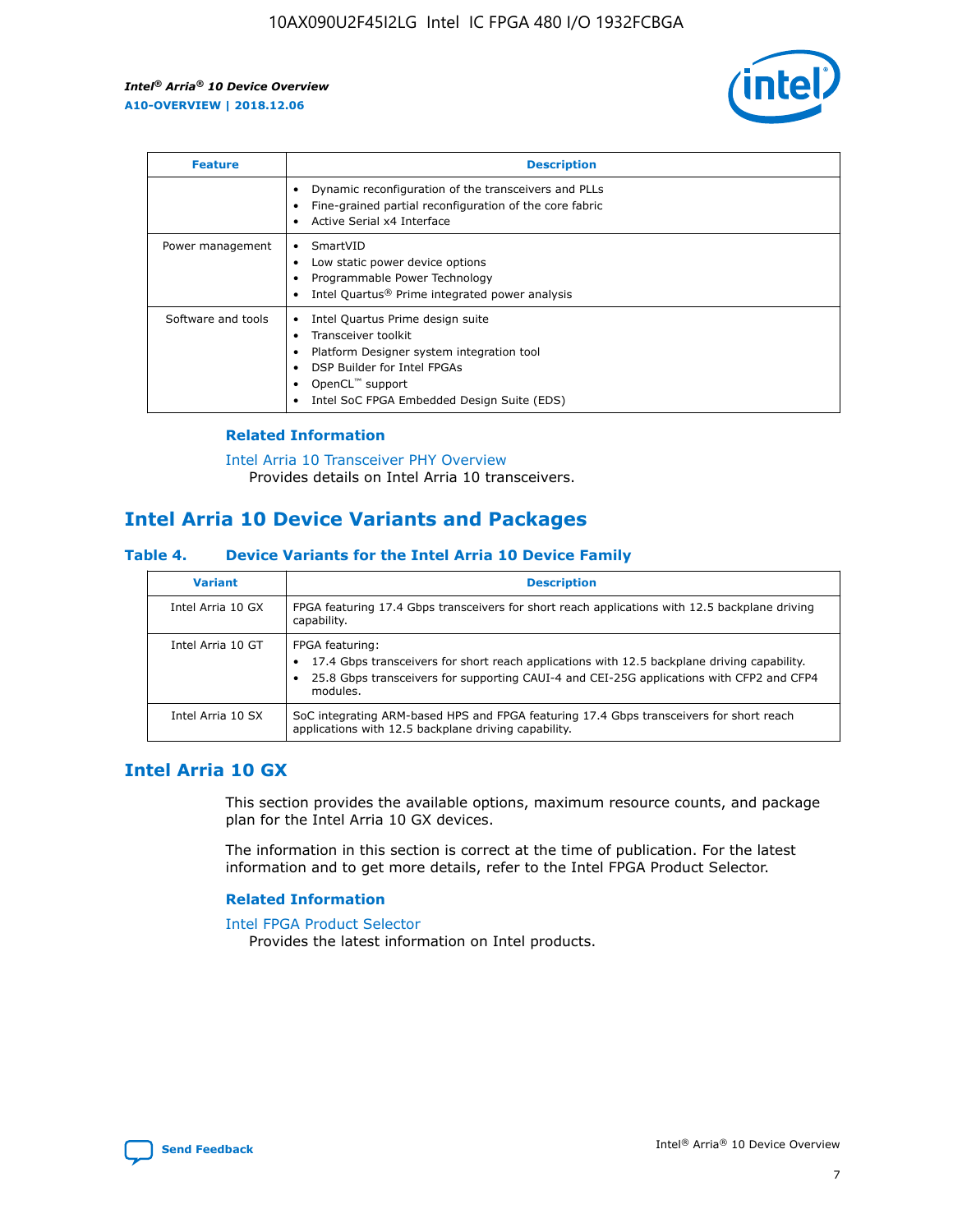| Feature | Description |
| --- | --- |
| | • Dynamic reconfiguration of the transceivers and PLLs<br>• Fine-grained partial reconfiguration of the core fabric<br>• Active Serial x4 Interface |
| Power management | • SmartVID<br>• Low static power device options<br>• Programmable Power Technology<br>• Intel Quartus® Prime integrated power analysis |
| Software and tools | • Intel Quartus Prime design suite<br>• Transceiver toolkit<br>• Platform Designer system integration tool<br>• DSP Builder for Intel FPGAs<br>• OpenCL™ support<br>• Intel SoC FPGA Embedded Design Suite (EDS) |

### Related Information

Intel Arria 10 Transceiver PHY Overview
Provides details on Intel Arria 10 transceivers.

## Intel Arria 10 Device Variants and Packages

### Table 4. Device Variants for the Intel Arria 10 Device Family

| Variant | Description |
| --- | --- |
| Intel Arria 10 GX | FPGA featuring 17.4 Gbps transceivers for short reach applications with 12.5 backplane driving capability. |
| Intel Arria 10 GT | FPGA featuring:<br>• 17.4 Gbps transceivers for short reach applications with 12.5 backplane driving capability.<br>• 25.8 Gbps transceivers for supporting CAUI-4 and CEI-25G applications with CFP2 and CFP4 modules. |
| Intel Arria 10 SX | SoC integrating ARM-based HPS and FPGA featuring 17.4 Gbps transceivers for short reach applications with 12.5 backplane driving capability. |

## Intel Arria 10 GX

This section provides the available options, maximum resource counts, and package plan for the Intel Arria 10 GX devices.

The information in this section is correct at the time of publication. For the latest information and to get more details, refer to the Intel FPGA Product Selector.

### Related Information

Intel FPGA Product Selector
Provides the latest information on Intel products.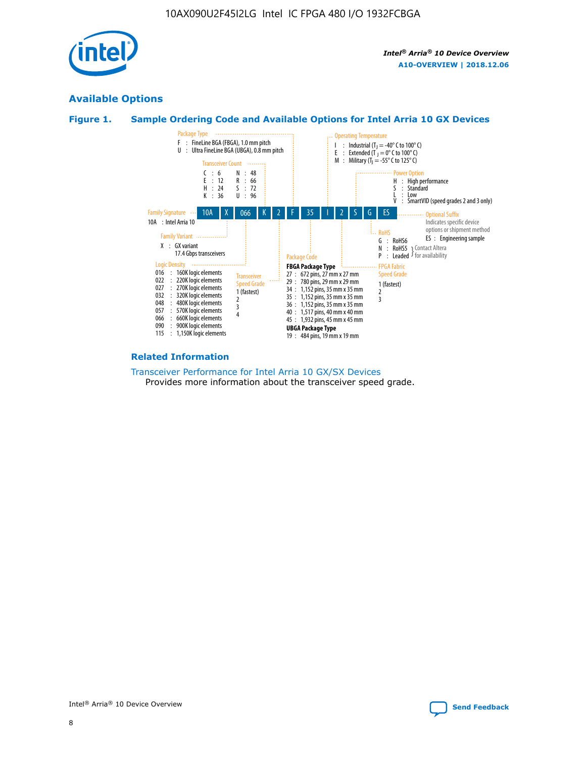## Available Options

### Figure 1. Sample Ordering Code and Available Options for Intel Arria 10 GX Devices

**Sample ordering code:** 10A X 066 K 2 F 35 I 2 S G ES

**Family Signature**
- 10A : Intel Arria 10

**Family Variant**
- X : GX variant, 17.4 Gbps transceivers

**Logic Density**
- 016 : 160K logic elements
- 022 : 220K logic elements
- 027 : 270K logic elements
- 032 : 320K logic elements
- 048 : 480K logic elements
- 057 : 570K logic elements
- 066 : 660K logic elements
- 090 : 900K logic elements
- 115 : 1,150K logic elements

**Transceiver Count**
- C : 6
- E : 12
- H : 24
- K : 36
- N : 48
- R : 66
- S : 72
- U : 96

**Transceiver Speed Grade**
- 1 (fastest)
- 2
- 3
- 4

**Package Type**
- F : FineLine BGA (FBGA), 1.0 mm pitch
- U : Ultra FineLine BGA (UBGA), 0.8 mm pitch

**Package Code**

FBGA Package Type
- 27 : 672 pins, 27 mm x 27 mm
- 29 : 780 pins, 29 mm x 29 mm
- 34 : 1,152 pins, 35 mm x 35 mm
- 35 : 1,152 pins, 35 mm x 35 mm
- 36 : 1,152 pins, 35 mm x 35 mm
- 40 : 1,517 pins, 40 mm x 40 mm
- 45 : 1,932 pins, 45 mm x 45 mm

UBGA Package Type
- 19 : 484 pins, 19 mm x 19 mm

**Operating Temperature**
- I : Industrial ($T_J$ = -40° C to 100° C)
- E : Extended ($T_J$ = 0° C to 100° C)
- M : Military ($T_J$ = -55° C to 125° C)

**FPGA Fabric Speed Grade**
- 1 (fastest)
- 2
- 3

**Power Option**
- H : High performance
- S : Standard
- L : Low
- V : SmartVID (speed grades 2 and 3 only)

**RoHS**
- G : RoHS6
- N : RoHS5 (Contact Altera for availability)
- P : Leaded (Contact Altera for availability)

**Optional Suffix**

Indicates specific device options or shipment method
- ES : Engineering sample

### Related Information

Transceiver Performance for Intel Arria 10 GX/SX Devices
Provides more information about the transceiver speed grade.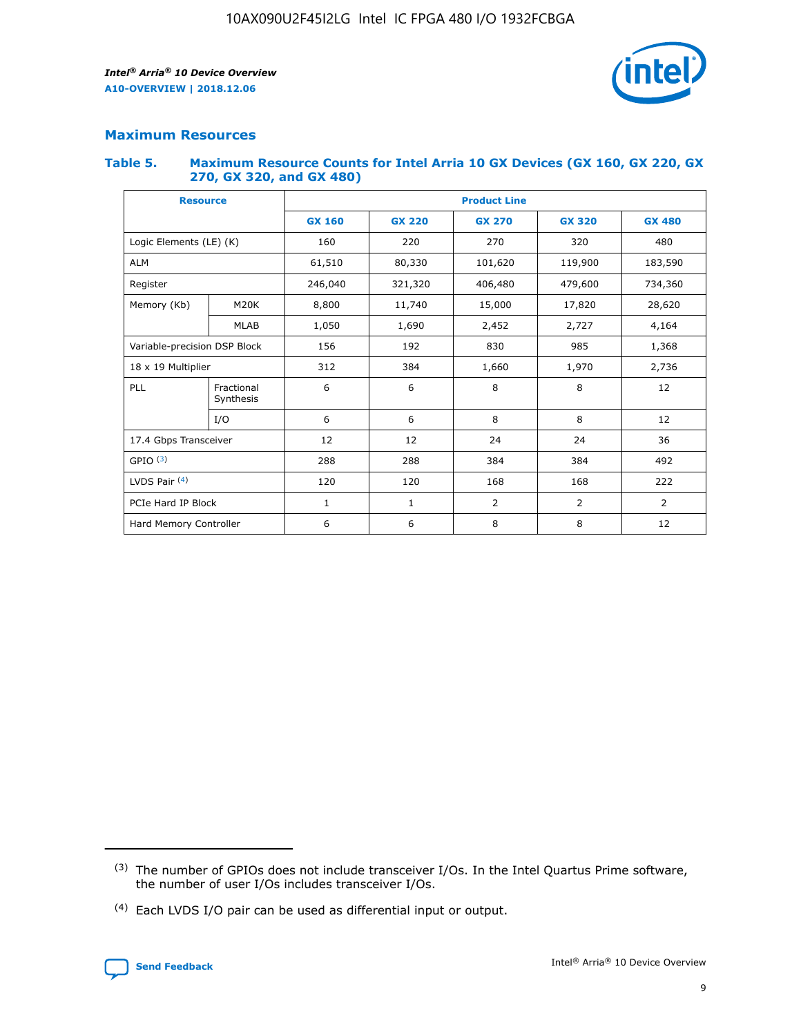## Maximum Resources

### Table 5. Maximum Resource Counts for Intel Arria 10 GX Devices (GX 160, GX 220, GX 270, GX 320, and GX 480)

| Resource | | Product Line | | | | |
|---|---|---|---|---|---|---|
| | | GX 160 | GX 220 | GX 270 | GX 320 | GX 480 |
| Logic Elements (LE) (K) | | 160 | 220 | 270 | 320 | 480 |
| ALM | | 61,510 | 80,330 | 101,620 | 119,900 | 183,590 |
| Register | | 246,040 | 321,320 | 406,480 | 479,600 | 734,360 |
| Memory (Kb) | M20K | 8,800 | 11,740 | 15,000 | 17,820 | 28,620 |
| | MLAB | 1,050 | 1,690 | 2,452 | 2,727 | 4,164 |
| Variable-precision DSP Block | | 156 | 192 | 830 | 985 | 1,368 |
| 18 x 19 Multiplier | | 312 | 384 | 1,660 | 1,970 | 2,736 |
| PLL | Fractional Synthesis | 6 | 6 | 8 | 8 | 12 |
| | I/O | 6 | 6 | 8 | 8 | 12 |
| 17.4 Gbps Transceiver | | 12 | 12 | 24 | 24 | 36 |
| GPIO [3] | | 288 | 288 | 384 | 384 | 492 |
| LVDS Pair [4] | | 120 | 120 | 168 | 168 | 222 |
| PCIe Hard IP Block | | 1 | 1 | 2 | 2 | 2 |
| Hard Memory Controller | | 6 | 6 | 8 | 8 | 12 |

(3) The number of GPIOs does not include transceiver I/Os. In the Intel Quartus Prime software, the number of user I/Os includes transceiver I/Os.

(4) Each LVDS I/O pair can be used as differential input or output.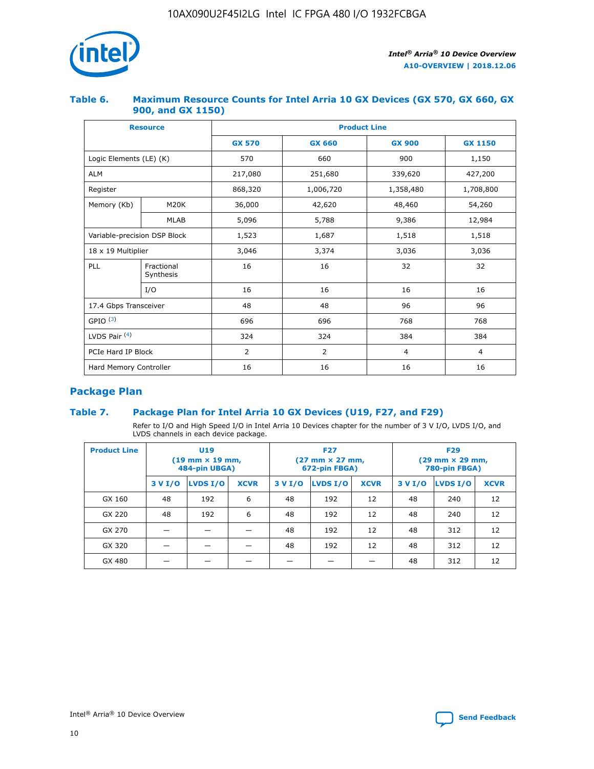## Table 6. Maximum Resource Counts for Intel Arria 10 GX Devices (GX 570, GX 660, GX 900, and GX 1150)

| Resource | | Product Line | | | |
|---|---|---|---|---|---|
| | | GX 570 | GX 660 | GX 900 | GX 1150 |
| Logic Elements (LE) (K) | | 570 | 660 | 900 | 1,150 |
| ALM | | 217,080 | 251,680 | 339,620 | 427,200 |
| Register | | 868,320 | 1,006,720 | 1,358,480 | 1,708,800 |
| Memory (Kb) | M20K | 36,000 | 42,620 | 48,460 | 54,260 |
| | MLAB | 5,096 | 5,788 | 9,386 | 12,984 |
| Variable-precision DSP Block | | 1,523 | 1,687 | 1,518 | 1,518 |
| 18 x 19 Multiplier | | 3,046 | 3,374 | 3,036 | 3,036 |
| PLL | Fractional Synthesis | 16 | 16 | 32 | 32 |
| | I/O | 16 | 16 | 16 | 16 |
| 17.4 Gbps Transceiver | | 48 | 48 | 96 | 96 |
| GPIO [(3)] | | 696 | 696 | 768 | 768 |
| LVDS Pair [(4)] | | 324 | 324 | 384 | 384 |
| PCIe Hard IP Block | | 2 | 2 | 4 | 4 |
| Hard Memory Controller | | 16 | 16 | 16 | 16 |

## Package Plan

## Table 7. Package Plan for Intel Arria 10 GX Devices (U19, F27, and F29)

Refer to I/O and High Speed I/O in Intel Arria 10 Devices chapter for the number of 3 V I/O, LVDS I/O, and LVDS channels in each device package.

| Product Line | U19 (19 mm × 19 mm, 484-pin UBGA) | | | F27 (27 mm × 27 mm, 672-pin FBGA) | | | F29 (29 mm × 29 mm, 780-pin FBGA) | | |
|---|---|---|---|---|---|---|---|---|---|
| | 3 V I/O | LVDS I/O | XCVR | 3 V I/O | LVDS I/O | XCVR | 3 V I/O | LVDS I/O | XCVR |
| GX 160 | 48 | 192 | 6 | 48 | 192 | 12 | 48 | 240 | 12 |
| GX 220 | 48 | 192 | 6 | 48 | 192 | 12 | 48 | 240 | 12 |
| GX 270 | — | — | — | 48 | 192 | 12 | 48 | 312 | 12 |
| GX 320 | — | — | — | 48 | 192 | 12 | 48 | 312 | 12 |
| GX 480 | — | — | — | — | — | — | 48 | 312 | 12 |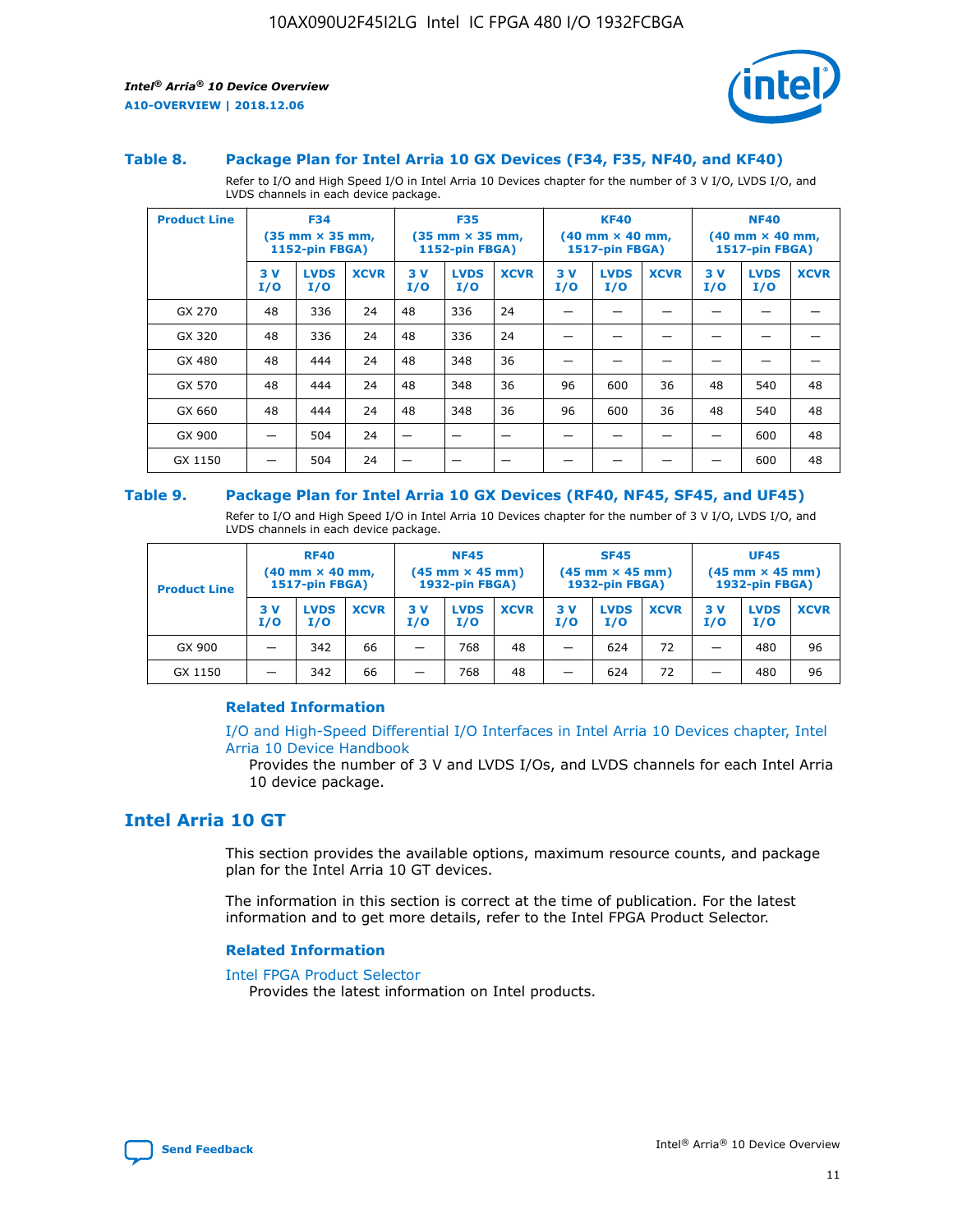### Table 8. Package Plan for Intel Arria 10 GX Devices (F34, F35, NF40, and KF40)

Refer to I/O and High Speed I/O in Intel Arria 10 Devices chapter for the number of 3 V I/O, LVDS I/O, and LVDS channels in each device package.

| Product Line | F34 (35 mm × 35 mm, 1152-pin FBGA) | | | F35 (35 mm × 35 mm, 1152-pin FBGA) | | | KF40 (40 mm × 40 mm, 1517-pin FBGA) | | | NF40 (40 mm × 40 mm, 1517-pin FBGA) | | |
|---|---|---|---|---|---|---|---|---|---|---|---|---|
| | 3 V I/O | LVDS I/O | XCVR | 3 V I/O | LVDS I/O | XCVR | 3 V I/O | LVDS I/O | XCVR | 3 V I/O | LVDS I/O | XCVR |
| GX 270 | 48 | 336 | 24 | 48 | 336 | 24 | — | — | — | — | — | — |
| GX 320 | 48 | 336 | 24 | 48 | 336 | 24 | — | — | — | — | — | — |
| GX 480 | 48 | 444 | 24 | 48 | 348 | 36 | — | — | — | — | — | — |
| GX 570 | 48 | 444 | 24 | 48 | 348 | 36 | 96 | 600 | 36 | 48 | 540 | 48 |
| GX 660 | 48 | 444 | 24 | 48 | 348 | 36 | 96 | 600 | 36 | 48 | 540 | 48 |
| GX 900 | — | 504 | 24 | — | — | — | — | — | — | — | 600 | 48 |
| GX 1150 | — | 504 | 24 | — | — | — | — | — | — | — | 600 | 48 |

### Table 9. Package Plan for Intel Arria 10 GX Devices (RF40, NF45, SF45, and UF45)

Refer to I/O and High Speed I/O in Intel Arria 10 Devices chapter for the number of 3 V I/O, LVDS I/O, and LVDS channels in each device package.

| Product Line | RF40 (40 mm × 40 mm, 1517-pin FBGA) | | | NF45 (45 mm × 45 mm) 1932-pin FBGA) | | | SF45 (45 mm × 45 mm) 1932-pin FBGA) | | | UF45 (45 mm × 45 mm) 1932-pin FBGA) | | |
|---|---|---|---|---|---|---|---|---|---|---|---|---|
| | 3 V I/O | LVDS I/O | XCVR | 3 V I/O | LVDS I/O | XCVR | 3 V I/O | LVDS I/O | XCVR | 3 V I/O | LVDS I/O | XCVR |
| GX 900 | — | 342 | 66 | — | 768 | 48 | — | 624 | 72 | — | 480 | 96 |
| GX 1150 | — | 342 | 66 | — | 768 | 48 | — | 624 | 72 | — | 480 | 96 |

#### Related Information

I/O and High-Speed Differential I/O Interfaces in Intel Arria 10 Devices chapter, Intel Arria 10 Device Handbook

Provides the number of 3 V and LVDS I/Os, and LVDS channels for each Intel Arria 10 device package.

## Intel Arria 10 GT

This section provides the available options, maximum resource counts, and package plan for the Intel Arria 10 GT devices.

The information in this section is correct at the time of publication. For the latest information and to get more details, refer to the Intel FPGA Product Selector.

#### Related Information

Intel FPGA Product Selector

Provides the latest information on Intel products.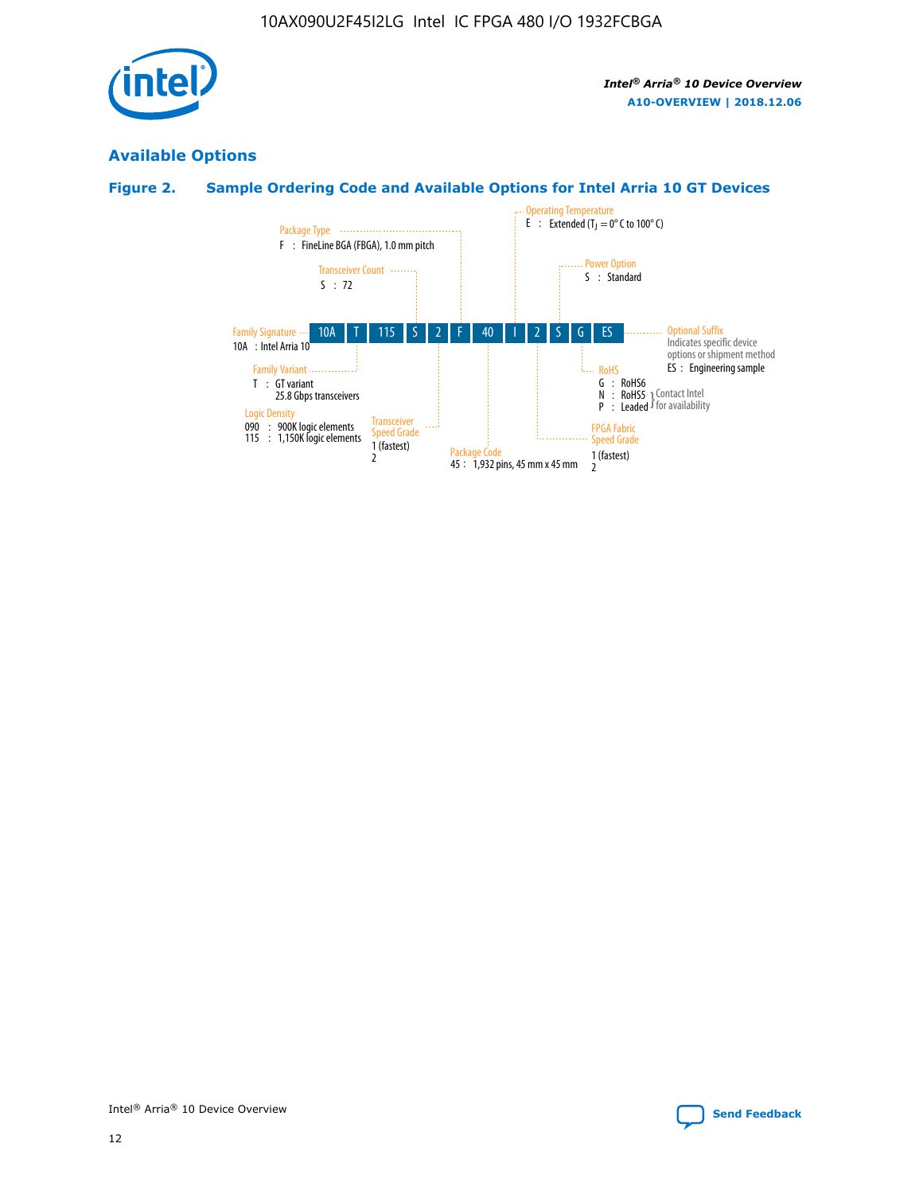## Available Options

### Figure 2. Sample Ordering Code and Available Options for Intel Arria 10 GT Devices

| 10A | T | 115 | S | 2 | F | 40 | I | 2 | S | G | ES |
|---|---|---|---|---|---|---|---|---|---|---|---|

**Family Signature**
10A : Intel Arria 10

**Family Variant**
T : GT variant
25.8 Gbps transceivers

**Logic Density**
090 : 900K logic elements
115 : 1,150K logic elements

**Transceiver Count**
S : 72

**Transceiver Speed Grade**
1 (fastest)
2

**Package Type**
F : FineLine BGA (FBGA), 1.0 mm pitch

**Package Code**
45 : 1,932 pins, 45 mm x 45 mm

**Operating Temperature**
E : Extended ($T_J$ = 0° C to 100° C)

**FPGA Fabric Speed Grade**
1 (fastest)
2

**Power Option**
S : Standard

**RoHS**
G : RoHS6
N : RoHS5 } Contact Intel for availability
P : Leaded } Contact Intel for availability

**Optional Suffix**
Indicates specific device options or shipment method
ES : Engineering sample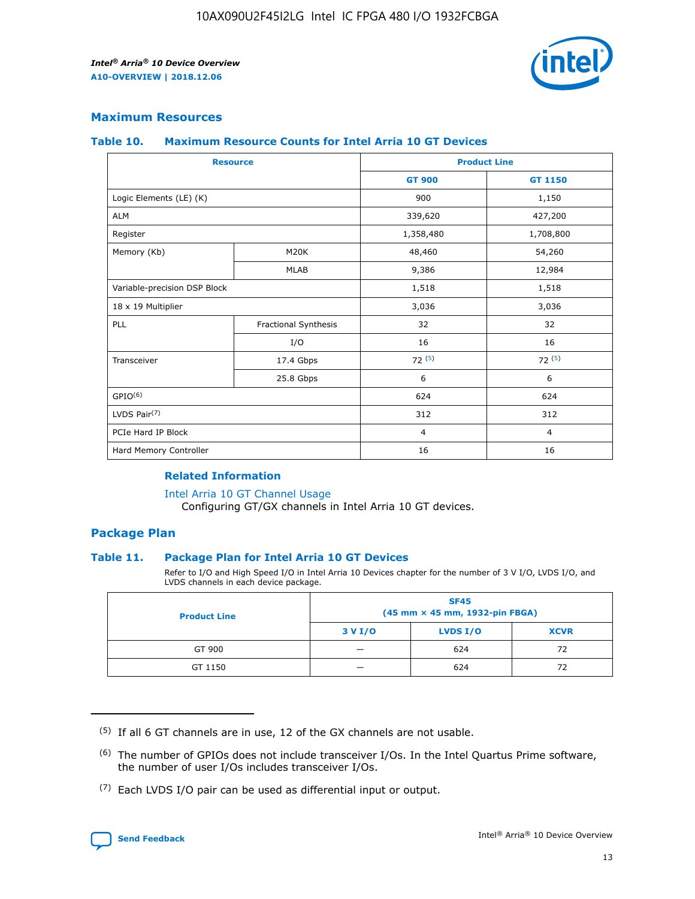## Maximum Resources

### Table 10. Maximum Resource Counts for Intel Arria 10 GT Devices

| Resource | | Product Line | |
|---|---|---|---|
| | | GT 900 | GT 1150 |
| Logic Elements (LE) (K) | | 900 | 1,150 |
| ALM | | 339,620 | 427,200 |
| Register | | 1,358,480 | 1,708,800 |
| Memory (Kb) | M20K | 48,460 | 54,260 |
| | MLAB | 9,386 | 12,984 |
| Variable-precision DSP Block | | 1,518 | 1,518 |
| 18 x 19 Multiplier | | 3,036 | 3,036 |
| PLL | Fractional Synthesis | 32 | 32 |
| | I/O | 16 | 16 |
| Transceiver | 17.4 Gbps | 72 (5) | 72 (5) |
| | 25.8 Gbps | 6 | 6 |
| GPIO(6) | | 624 | 624 |
| LVDS Pair(7) | | 312 | 312 |
| PCIe Hard IP Block | | 4 | 4 |
| Hard Memory Controller | | 16 | 16 |

**Related Information**

Intel Arria 10 GT Channel Usage
Configuring GT/GX channels in Intel Arria 10 GT devices.

## Package Plan

### Table 11. Package Plan for Intel Arria 10 GT Devices

Refer to I/O and High Speed I/O in Intel Arria 10 Devices chapter for the number of 3 V I/O, LVDS I/O, and LVDS channels in each device package.

| Product Line | SF45 (45 mm × 45 mm, 1932-pin FBGA) | | |
|---|---|---|---|
| | 3 V I/O | LVDS I/O | XCVR |
| GT 900 | — | 624 | 72 |
| GT 1150 | — | 624 | 72 |

(5) If all 6 GT channels are in use, 12 of the GX channels are not usable.

(6) The number of GPIOs does not include transceiver I/Os. In the Intel Quartus Prime software, the number of user I/Os includes transceiver I/Os.

(7) Each LVDS I/O pair can be used as differential input or output.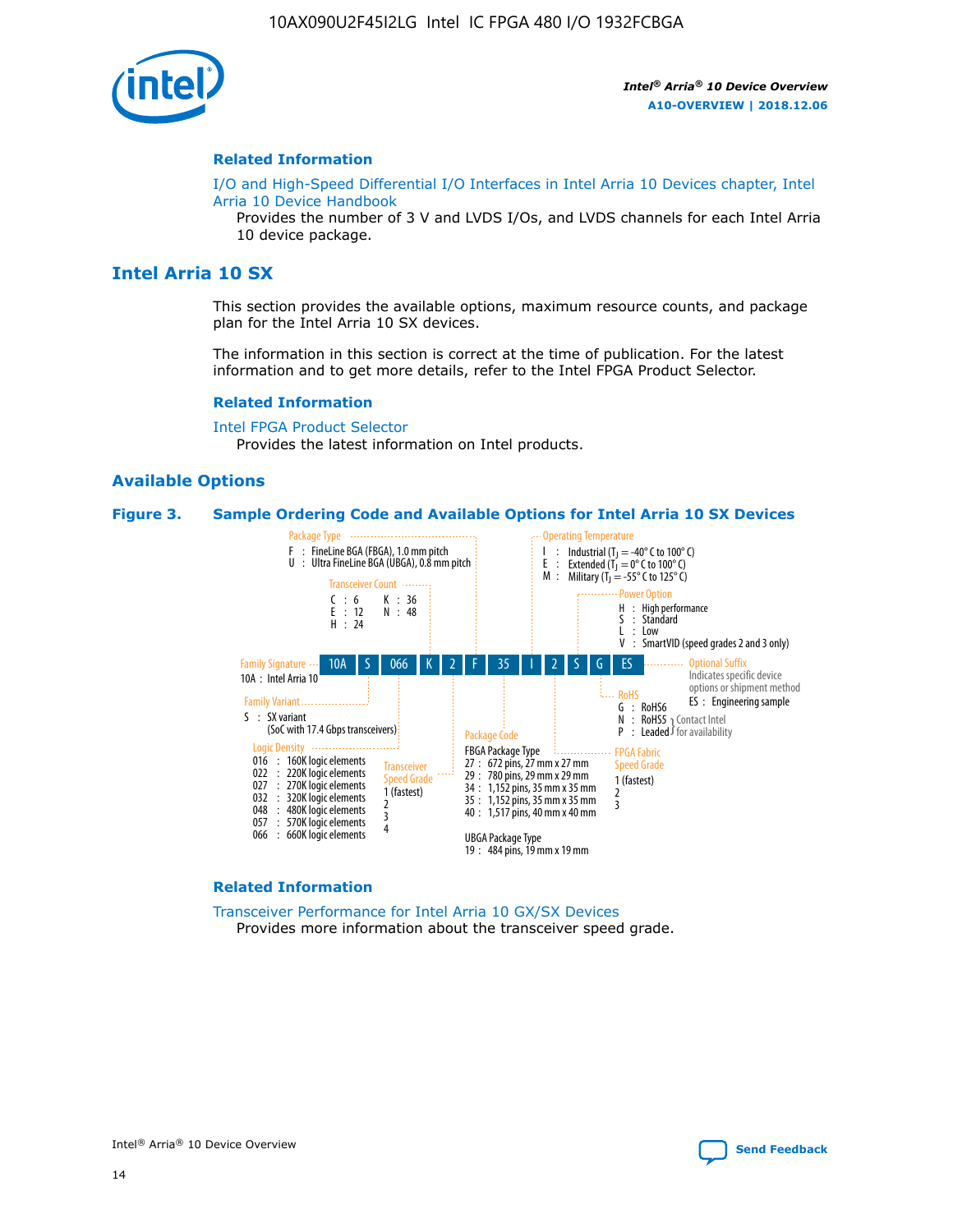### Related Information

I/O and High-Speed Differential I/O Interfaces in Intel Arria 10 Devices chapter, Intel Arria 10 Device Handbook

Provides the number of 3 V and LVDS I/Os, and LVDS channels for each Intel Arria 10 device package.

## Intel Arria 10 SX

This section provides the available options, maximum resource counts, and package plan for the Intel Arria 10 SX devices.

The information in this section is correct at the time of publication. For the latest information and to get more details, refer to the Intel FPGA Product Selector.

### Related Information

Intel FPGA Product Selector

Provides the latest information on Intel products.

### Available Options

**Figure 3. Sample Ordering Code and Available Options for Intel Arria 10 SX Devices**

Sample ordering code: 10A S 066 K 2 F 35 I 2 S G ES

- **Family Signature**
  - 10A : Intel Arria 10
- **Family Variant**
  - S : SX variant (SoC with 17.4 Gbps transceivers)
- **Logic Density**
  - 016 : 160K logic elements
  - 022 : 220K logic elements
  - 027 : 270K logic elements
  - 032 : 320K logic elements
  - 048 : 480K logic elements
  - 057 : 570K logic elements
  - 066 : 660K logic elements
- **Transceiver Count**
  - C : 6
  - E : 12
  - H : 24
  - K : 36
  - N : 48
- **Transceiver Speed Grade**
  - 1 (fastest)
  - 2
  - 3
  - 4
- **Package Type**
  - F : FineLine BGA (FBGA), 1.0 mm pitch
  - U : Ultra FineLine BGA (UBGA), 0.8 mm pitch
- **Package Code**
  - FBGA Package Type
    - 27 : 672 pins, 27 mm x 27 mm
    - 29 : 780 pins, 29 mm x 29 mm
    - 34 : 1,152 pins, 35 mm x 35 mm
    - 35 : 1,152 pins, 35 mm x 35 mm
    - 40 : 1,517 pins, 40 mm x 40 mm
  - UBGA Package Type
    - 19 : 484 pins, 19 mm x 19 mm
- **Operating Temperature**
  - I : Industrial ($T_J$ = -40° C to 100° C)
  - E : Extended ($T_J$ = 0° C to 100° C)
  - M : Military ($T_J$ = -55° C to 125° C)
- **FPGA Fabric Speed Grade**
  - 1 (fastest)
  - 2
  - 3
- **Power Option**
  - H : High performance
  - S : Standard
  - L : Low
  - V : SmartVID (speed grades 2 and 3 only)
- **RoHS**
  - G : RoHS6
  - N : RoHS5 (Contact Intel for availability)
  - P : Leaded (Contact Intel for availability)
- **Optional Suffix**
  - Indicates specific device options or shipment method
  - ES : Engineering sample

### Related Information

Transceiver Performance for Intel Arria 10 GX/SX Devices

Provides more information about the transceiver speed grade.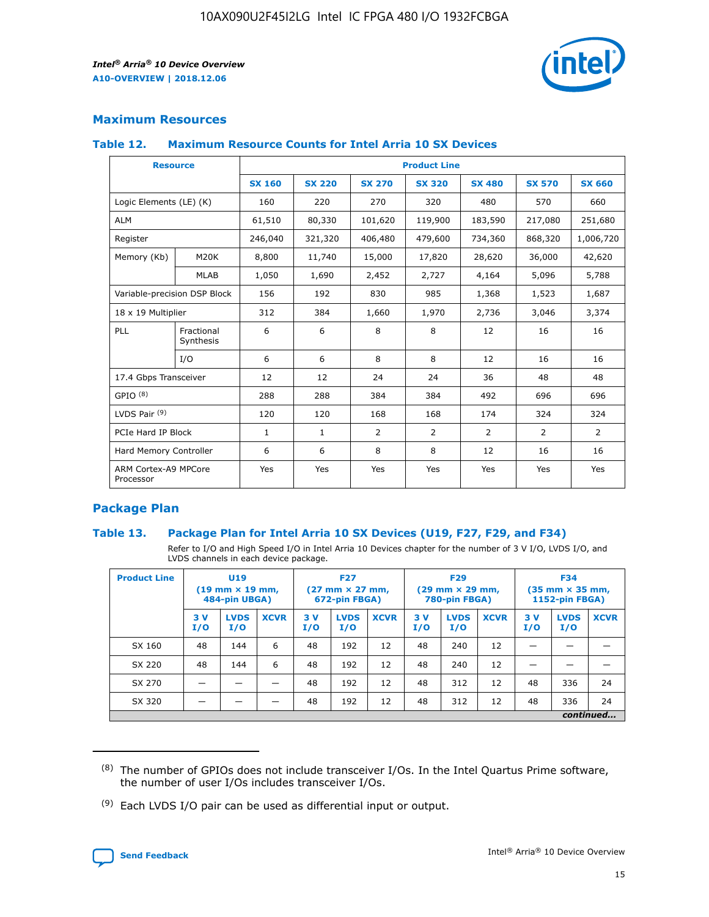## Maximum Resources

### Table 12. Maximum Resource Counts for Intel Arria 10 SX Devices

| Resource | | Product Line | | | | | | |
|---|---|---|---|---|---|---|---|---|
| | | SX 160 | SX 220 | SX 270 | SX 320 | SX 480 | SX 570 | SX 660 |
| Logic Elements (LE) (K) | | 160 | 220 | 270 | 320 | 480 | 570 | 660 |
| ALM | | 61,510 | 80,330 | 101,620 | 119,900 | 183,590 | 217,080 | 251,680 |
| Register | | 246,040 | 321,320 | 406,480 | 479,600 | 734,360 | 868,320 | 1,006,720 |
| Memory (Kb) | M20K | 8,800 | 11,740 | 15,000 | 17,820 | 28,620 | 36,000 | 42,620 |
| | MLAB | 1,050 | 1,690 | 2,452 | 2,727 | 4,164 | 5,096 | 5,788 |
| Variable-precision DSP Block | | 156 | 192 | 830 | 985 | 1,368 | 1,523 | 1,687 |
| 18 x 19 Multiplier | | 312 | 384 | 1,660 | 1,970 | 2,736 | 3,046 | 3,374 |
| PLL | Fractional Synthesis | 6 | 6 | 8 | 8 | 12 | 16 | 16 |
| | I/O | 6 | 6 | 8 | 8 | 12 | 16 | 16 |
| 17.4 Gbps Transceiver | | 12 | 12 | 24 | 24 | 36 | 48 | 48 |
| GPIO [8] | | 288 | 288 | 384 | 384 | 492 | 696 | 696 |
| LVDS Pair [9] | | 120 | 120 | 168 | 168 | 174 | 324 | 324 |
| PCIe Hard IP Block | | 1 | 1 | 2 | 2 | 2 | 2 | 2 |
| Hard Memory Controller | | 6 | 6 | 8 | 8 | 12 | 16 | 16 |
| ARM Cortex-A9 MPCore Processor | | Yes | Yes | Yes | Yes | Yes | Yes | Yes |

## Package Plan

### Table 13. Package Plan for Intel Arria 10 SX Devices (U19, F27, F29, and F34)

Refer to I/O and High Speed I/O in Intel Arria 10 Devices chapter for the number of 3 V I/O, LVDS I/O, and LVDS channels in each device package.

| Product Line | U19 (19 mm × 19 mm, 484-pin UBGA) | | | F27 (27 mm × 27 mm, 672-pin FBGA) | | | F29 (29 mm × 29 mm, 780-pin FBGA) | | | F34 (35 mm × 35 mm, 1152-pin FBGA) | | |
|---|---|---|---|---|---|---|---|---|---|---|---|---|
| | 3 V I/O | LVDS I/O | XCVR | 3 V I/O | LVDS I/O | XCVR | 3 V I/O | LVDS I/O | XCVR | 3 V I/O | LVDS I/O | XCVR |
| SX 160 | 48 | 144 | 6 | 48 | 192 | 12 | 48 | 240 | 12 | — | — | — |
| SX 220 | 48 | 144 | 6 | 48 | 192 | 12 | 48 | 240 | 12 | — | — | — |
| SX 270 | — | — | — | 48 | 192 | 12 | 48 | 312 | 12 | 48 | 336 | 24 |
| SX 320 | — | — | — | 48 | 192 | 12 | 48 | 312 | 12 | 48 | 336 | 24 |

*continued...*

(8) The number of GPIOs does not include transceiver I/Os. In the Intel Quartus Prime software, the number of user I/Os includes transceiver I/Os.

(9) Each LVDS I/O pair can be used as differential input or output.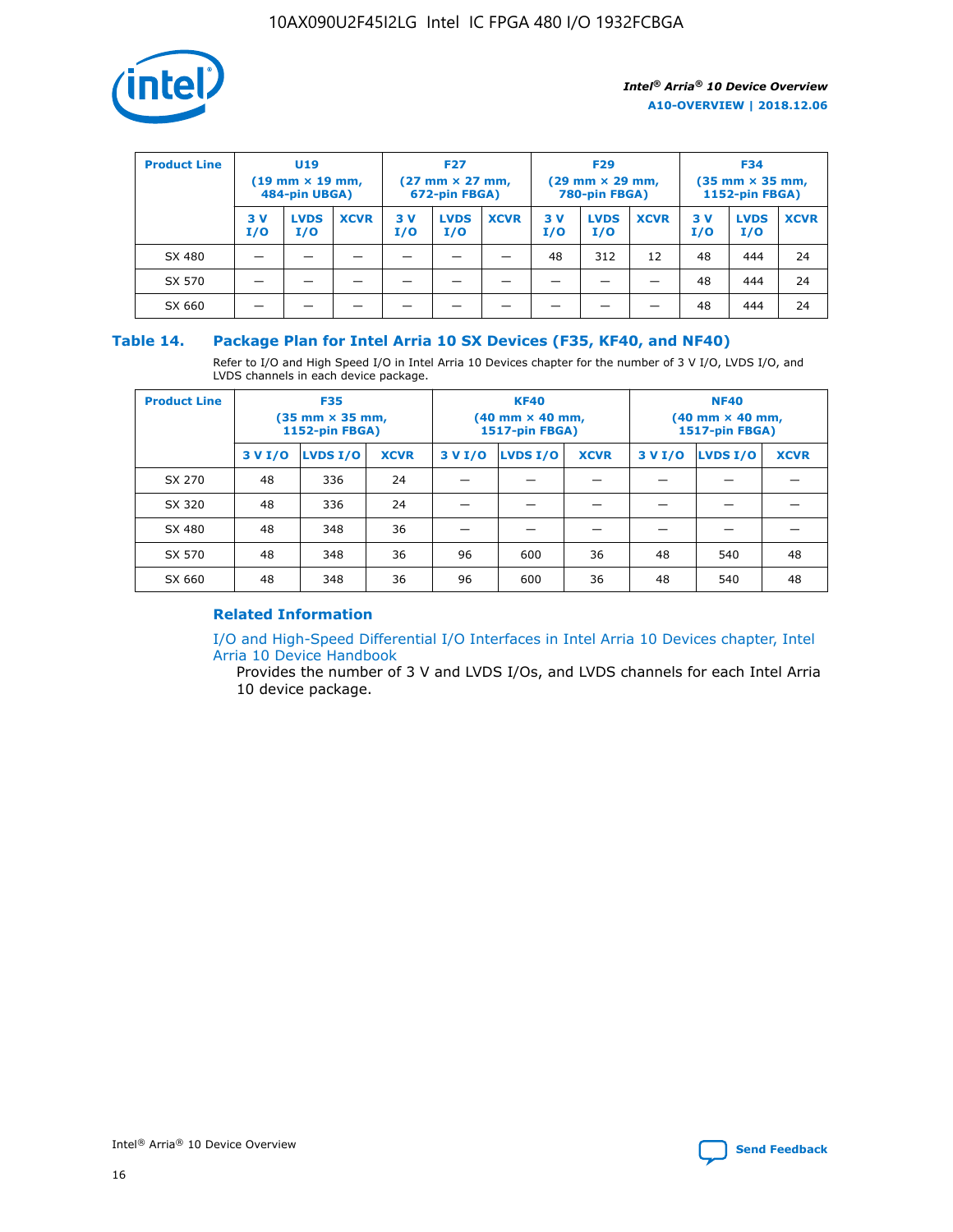| Product Line | U19 (19 mm × 19 mm, 484-pin UBGA) | | | F27 (27 mm × 27 mm, 672-pin FBGA) | | | F29 (29 mm × 29 mm, 780-pin FBGA) | | | F34 (35 mm × 35 mm, 1152-pin FBGA) | | |
|---|---|---|---|---|---|---|---|---|---|---|---|---|
| | 3 V I/O | LVDS I/O | XCVR | 3 V I/O | LVDS I/O | XCVR | 3 V I/O | LVDS I/O | XCVR | 3 V I/O | LVDS I/O | XCVR |
| SX 480 | — | — | — | — | — | — | 48 | 312 | 12 | 48 | 444 | 24 |
| SX 570 | — | — | — | — | — | — | — | — | — | 48 | 444 | 24 |
| SX 660 | — | — | — | — | — | — | — | — | — | 48 | 444 | 24 |

## Table 14. Package Plan for Intel Arria 10 SX Devices (F35, KF40, and NF40)

Refer to I/O and High Speed I/O in Intel Arria 10 Devices chapter for the number of 3 V I/O, LVDS I/O, and LVDS channels in each device package.

| Product Line | F35 (35 mm × 35 mm, 1152-pin FBGA) | | | KF40 (40 mm × 40 mm, 1517-pin FBGA) | | | NF40 (40 mm × 40 mm, 1517-pin FBGA) | | |
|---|---|---|---|---|---|---|---|---|---|
| | 3 V I/O | LVDS I/O | XCVR | 3 V I/O | LVDS I/O | XCVR | 3 V I/O | LVDS I/O | XCVR |
| SX 270 | 48 | 336 | 24 | — | — | — | — | — | — |
| SX 320 | 48 | 336 | 24 | — | — | — | — | — | — |
| SX 480 | 48 | 348 | 36 | — | — | — | — | — | — |
| SX 570 | 48 | 348 | 36 | 96 | 600 | 36 | 48 | 540 | 48 |
| SX 660 | 48 | 348 | 36 | 96 | 600 | 36 | 48 | 540 | 48 |

### Related Information

I/O and High-Speed Differential I/O Interfaces in Intel Arria 10 Devices chapter, Intel Arria 10 Device Handbook

Provides the number of 3 V and LVDS I/Os, and LVDS channels for each Intel Arria 10 device package.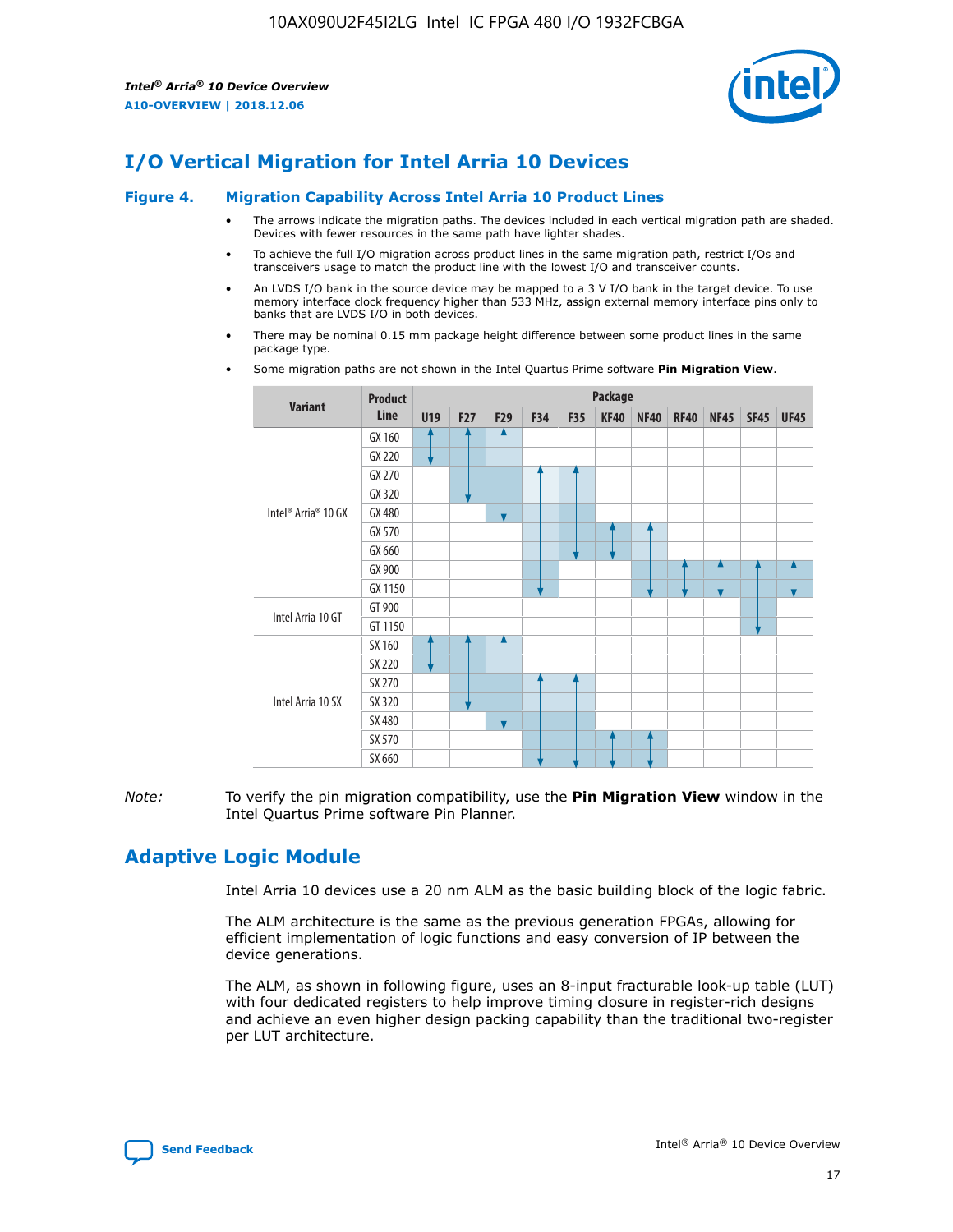# I/O Vertical Migration for Intel Arria 10 Devices

**Figure 4. Migration Capability Across Intel Arria 10 Product Lines**

- The arrows indicate the migration paths. The devices included in each vertical migration path are shaded. Devices with fewer resources in the same path have lighter shades.
- To achieve the full I/O migration across product lines in the same migration path, restrict I/Os and transceivers usage to match the product line with the lowest I/O and transceiver counts.
- An LVDS I/O bank in the source device may be mapped to a 3 V I/O bank in the target device. To use memory interface clock frequency higher than 533 MHz, assign external memory interface pins only to banks that are LVDS I/O in both devices.
- There may be nominal 0.15 mm package height difference between some product lines in the same package type.
- Some migration paths are not shown in the Intel Quartus Prime software **Pin Migration View**.

| Variant | Product Line | U19 | F27 | F29 | F34 | F35 | KF40 | NF40 | RF40 | NF45 | SF45 | UF45 |
|---|---|---|---|---|---|---|---|---|---|---|---|---|
| Intel® Arria® 10 GX | GX 160 | | | | | | | | | | | |
| | GX 220 | | | | | | | | | | | |
| | GX 270 | | | | | | | | | | | |
| | GX 320 | | | | | | | | | | | |
| | GX 480 | | | | | | | | | | | |
| | GX 570 | | | | | | | | | | | |
| | GX 660 | | | | | | | | | | | |
| | GX 900 | | | | | | | | | | | |
| | GX 1150 | | | | | | | | | | | |
| Intel Arria 10 GT | GT 900 | | | | | | | | | | | |
| | GT 1150 | | | | | | | | | | | |
| Intel Arria 10 SX | SX 160 | | | | | | | | | | | |
| | SX 220 | | | | | | | | | | | |
| | SX 270 | | | | | | | | | | | |
| | SX 320 | | | | | | | | | | | |
| | SX 480 | | | | | | | | | | | |
| | SX 570 | | | | | | | | | | | |
| | SX 660 | | | | | | | | | | | |

*Note:* To verify the pin migration compatibility, use the **Pin Migration View** window in the Intel Quartus Prime software Pin Planner.

# Adaptive Logic Module

Intel Arria 10 devices use a 20 nm ALM as the basic building block of the logic fabric.

The ALM architecture is the same as the previous generation FPGAs, allowing for efficient implementation of logic functions and easy conversion of IP between the device generations.

The ALM, as shown in following figure, uses an 8-input fracturable look-up table (LUT) with four dedicated registers to help improve timing closure in register-rich designs and achieve an even higher design packing capability than the traditional two-register per LUT architecture.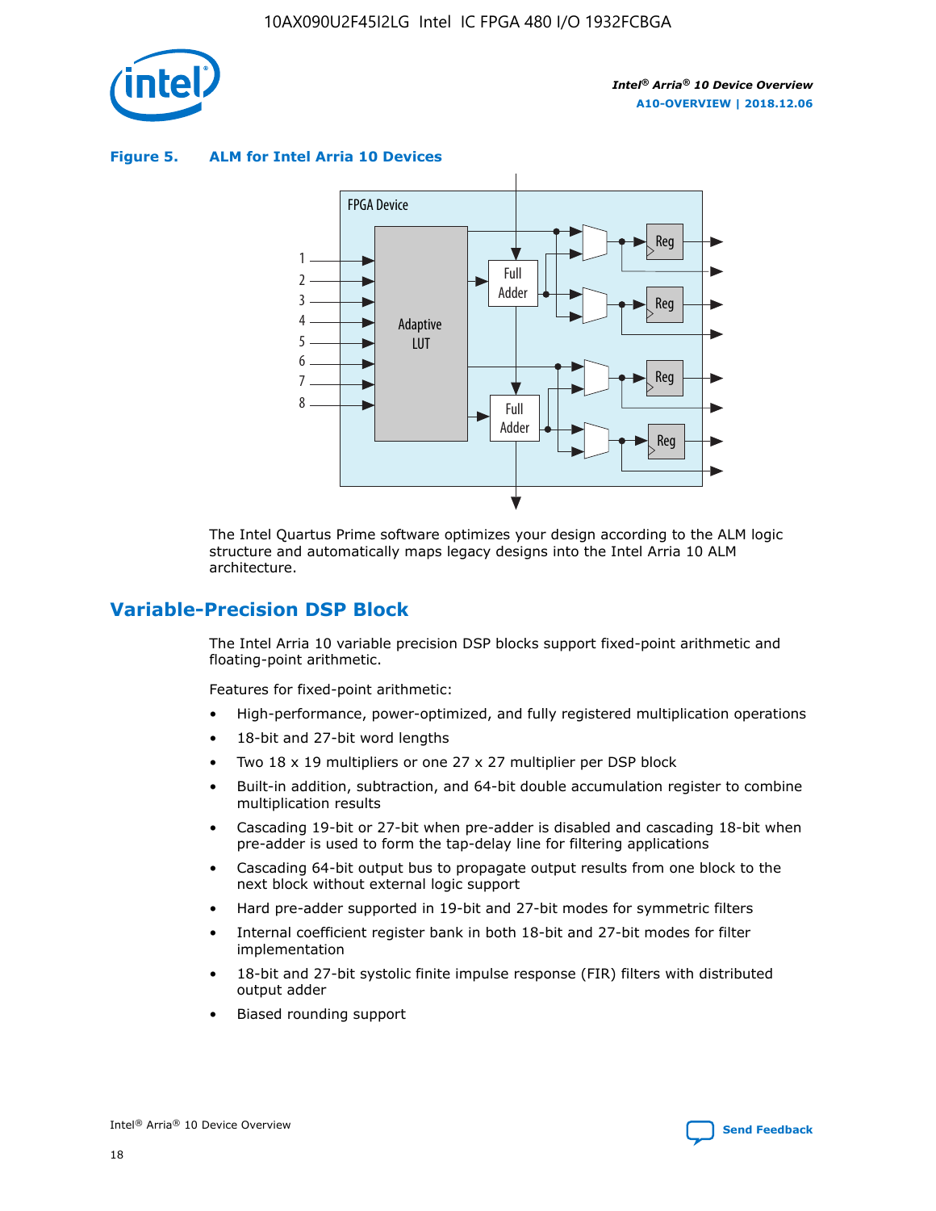**Figure 5. ALM for Intel Arria 10 Devices**

FPGA Device

1
2
3
4
5
6
7
8

Adaptive LUT

Full Adder

Full Adder

Reg

Reg

Reg

Reg

The Intel Quartus Prime software optimizes your design according to the ALM logic structure and automatically maps legacy designs into the Intel Arria 10 ALM architecture.

## Variable-Precision DSP Block

The Intel Arria 10 variable precision DSP blocks support fixed-point arithmetic and floating-point arithmetic.

Features for fixed-point arithmetic:

- High-performance, power-optimized, and fully registered multiplication operations
- 18-bit and 27-bit word lengths
- Two 18 x 19 multipliers or one 27 x 27 multiplier per DSP block
- Built-in addition, subtraction, and 64-bit double accumulation register to combine multiplication results
- Cascading 19-bit or 27-bit when pre-adder is disabled and cascading 18-bit when pre-adder is used to form the tap-delay line for filtering applications
- Cascading 64-bit output bus to propagate output results from one block to the next block without external logic support
- Hard pre-adder supported in 19-bit and 27-bit modes for symmetric filters
- Internal coefficient register bank in both 18-bit and 27-bit modes for filter implementation
- 18-bit and 27-bit systolic finite impulse response (FIR) filters with distributed output adder
- Biased rounding support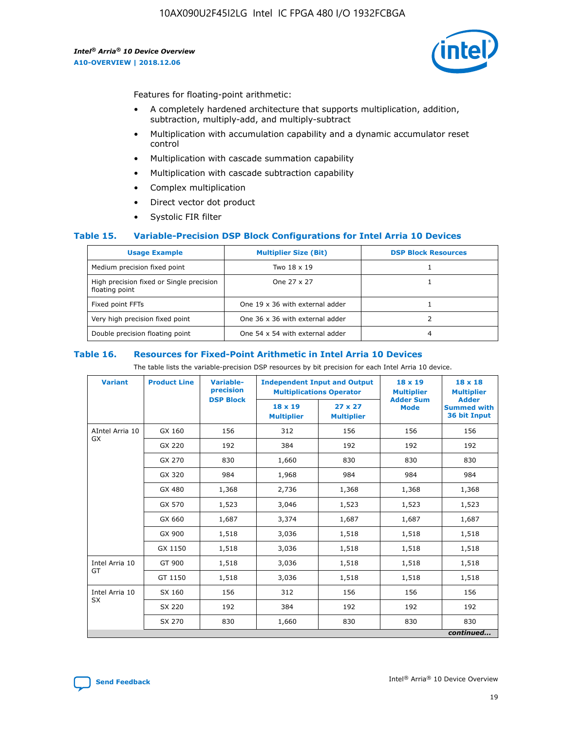Features for floating-point arithmetic:

- A completely hardened architecture that supports multiplication, addition, subtraction, multiply-add, and multiply-subtract
- Multiplication with accumulation capability and a dynamic accumulator reset control
- Multiplication with cascade summation capability
- Multiplication with cascade subtraction capability
- Complex multiplication
- Direct vector dot product
- Systolic FIR filter

### Table 15. Variable-Precision DSP Block Configurations for Intel Arria 10 Devices

| Usage Example | Multiplier Size (Bit) | DSP Block Resources |
|---|---|---|
| Medium precision fixed point | Two 18 x 19 | 1 |
| High precision fixed or Single precision floating point | One 27 x 27 | 1 |
| Fixed point FFTs | One 19 x 36 with external adder | 1 |
| Very high precision fixed point | One 36 x 36 with external adder | 2 |
| Double precision floating point | One 54 x 54 with external adder | 4 |

### Table 16. Resources for Fixed-Point Arithmetic in Intel Arria 10 Devices

The table lists the variable-precision DSP resources by bit precision for each Intel Arria 10 device.

| Variant | Product Line | Variable-precision DSP Block | Independent Input and Output Multiplications Operator | | 18 x 19 Multiplier Adder Sum Mode | 18 x 18 Multiplier Adder Summed with 36 bit Input |
|---|---|---|---|---|---|---|
| | | | 18 x 19 Multiplier | 27 x 27 Multiplier | | |
| AIntel Arria 10 GX | GX 160 | 156 | 312 | 156 | 156 | 156 |
| | GX 220 | 192 | 384 | 192 | 192 | 192 |
| | GX 270 | 830 | 1,660 | 830 | 830 | 830 |
| | GX 320 | 984 | 1,968 | 984 | 984 | 984 |
| | GX 480 | 1,368 | 2,736 | 1,368 | 1,368 | 1,368 |
| | GX 570 | 1,523 | 3,046 | 1,523 | 1,523 | 1,523 |
| | GX 660 | 1,687 | 3,374 | 1,687 | 1,687 | 1,687 |
| | GX 900 | 1,518 | 3,036 | 1,518 | 1,518 | 1,518 |
| | GX 1150 | 1,518 | 3,036 | 1,518 | 1,518 | 1,518 |
| Intel Arria 10 GT | GT 900 | 1,518 | 3,036 | 1,518 | 1,518 | 1,518 |
| | GT 1150 | 1,518 | 3,036 | 1,518 | 1,518 | 1,518 |
| Intel Arria 10 SX | SX 160 | 156 | 312 | 156 | 156 | 156 |
| | SX 220 | 192 | 384 | 192 | 192 | 192 |
| | SX 270 | 830 | 1,660 | 830 | 830 | 830 |

*continued...*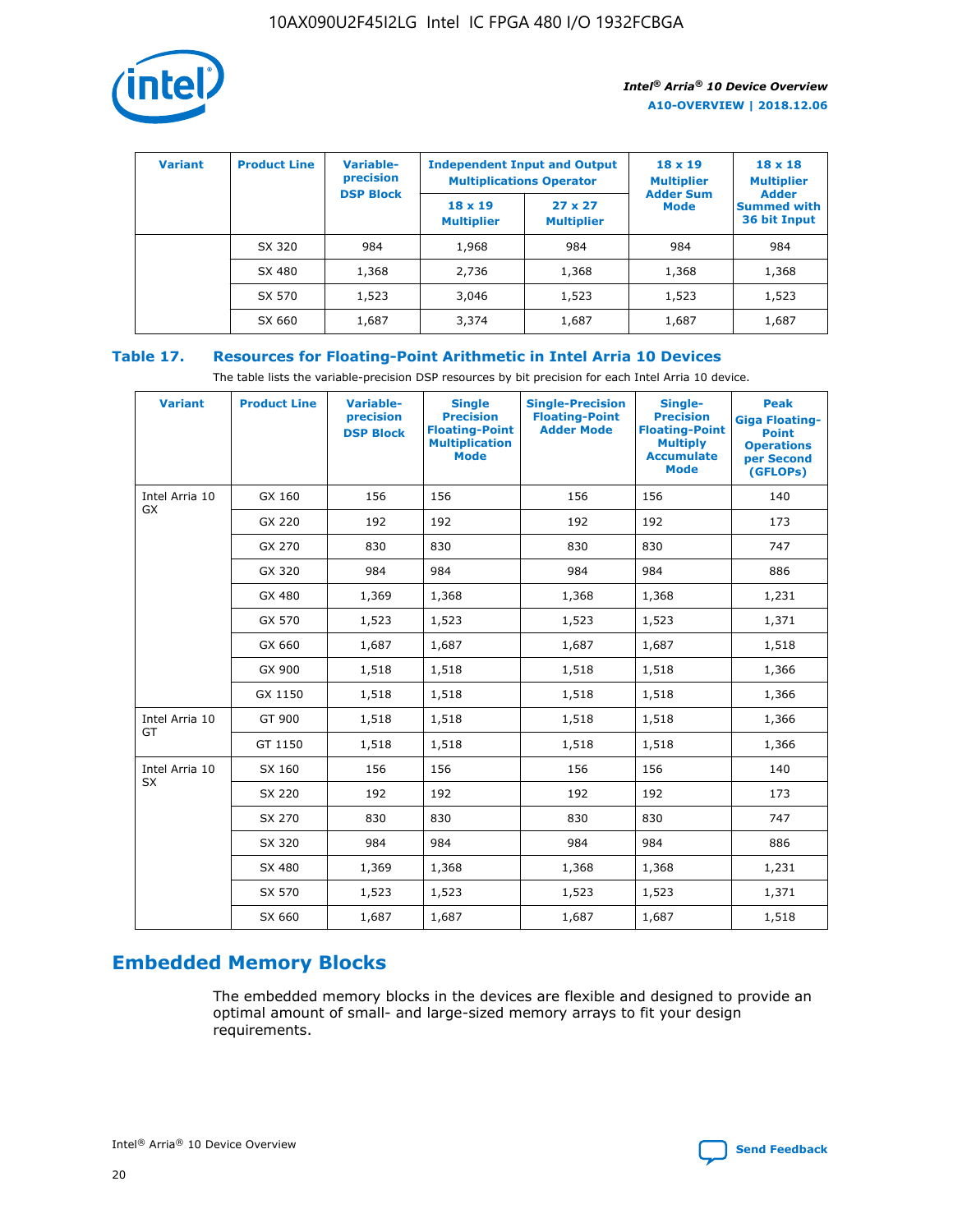| Variant | Product Line | Variable-precision DSP Block | Independent Input and Output Multiplications Operator | | 18 x 19 Multiplier Adder Sum Mode | 18 x 18 Multiplier Adder Summed with 36 bit Input |
|---|---|---|---|---|---|---|
| | | | 18 x 19 Multiplier | 27 x 27 Multiplier | | |
| | SX 320 | 984 | 1,968 | 984 | 984 | 984 |
| | SX 480 | 1,368 | 2,736 | 1,368 | 1,368 | 1,368 |
| | SX 570 | 1,523 | 3,046 | 1,523 | 1,523 | 1,523 |
| | SX 660 | 1,687 | 3,374 | 1,687 | 1,687 | 1,687 |

**Table 17. Resources for Floating-Point Arithmetic in Intel Arria 10 Devices**

The table lists the variable-precision DSP resources by bit precision for each Intel Arria 10 device.

| Variant | Product Line | Variable-precision DSP Block | Single Precision Floating-Point Multiplication Mode | Single-Precision Floating-Point Adder Mode | Single-Precision Floating-Point Multiply Accumulate Mode | Peak Giga Floating-Point Operations per Second (GFLOPs) |
|---|---|---|---|---|---|---|
| Intel Arria 10 GX | GX 160 | 156 | 156 | 156 | 156 | 140 |
| | GX 220 | 192 | 192 | 192 | 192 | 173 |
| | GX 270 | 830 | 830 | 830 | 830 | 747 |
| | GX 320 | 984 | 984 | 984 | 984 | 886 |
| | GX 480 | 1,369 | 1,368 | 1,368 | 1,368 | 1,231 |
| | GX 570 | 1,523 | 1,523 | 1,523 | 1,523 | 1,371 |
| | GX 660 | 1,687 | 1,687 | 1,687 | 1,687 | 1,518 |
| | GX 900 | 1,518 | 1,518 | 1,518 | 1,518 | 1,366 |
| | GX 1150 | 1,518 | 1,518 | 1,518 | 1,518 | 1,366 |
| Intel Arria 10 GT | GT 900 | 1,518 | 1,518 | 1,518 | 1,518 | 1,366 |
| | GT 1150 | 1,518 | 1,518 | 1,518 | 1,518 | 1,366 |
| Intel Arria 10 SX | SX 160 | 156 | 156 | 156 | 156 | 140 |
| | SX 220 | 192 | 192 | 192 | 192 | 173 |
| | SX 270 | 830 | 830 | 830 | 830 | 747 |
| | SX 320 | 984 | 984 | 984 | 984 | 886 |
| | SX 480 | 1,369 | 1,368 | 1,368 | 1,368 | 1,231 |
| | SX 570 | 1,523 | 1,523 | 1,523 | 1,523 | 1,371 |
| | SX 660 | 1,687 | 1,687 | 1,687 | 1,687 | 1,518 |

## Embedded Memory Blocks

The embedded memory blocks in the devices are flexible and designed to provide an optimal amount of small- and large-sized memory arrays to fit your design requirements.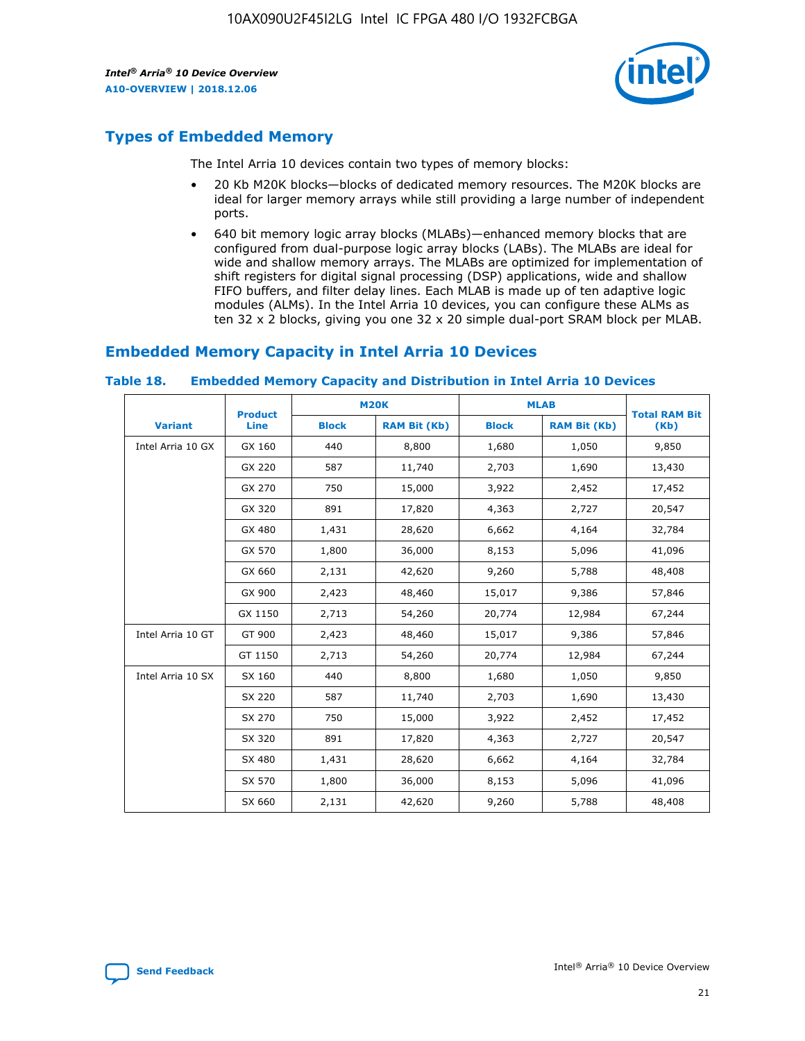## Types of Embedded Memory

The Intel Arria 10 devices contain two types of memory blocks:

- 20 Kb M20K blocks—blocks of dedicated memory resources. The M20K blocks are ideal for larger memory arrays while still providing a large number of independent ports.
- 640 bit memory logic array blocks (MLABs)—enhanced memory blocks that are configured from dual-purpose logic array blocks (LABs). The MLABs are ideal for wide and shallow memory arrays. The MLABs are optimized for implementation of shift registers for digital signal processing (DSP) applications, wide and shallow FIFO buffers, and filter delay lines. Each MLAB is made up of ten adaptive logic modules (ALMs). In the Intel Arria 10 devices, you can configure these ALMs as ten 32 x 2 blocks, giving you one 32 x 20 simple dual-port SRAM block per MLAB.

## Embedded Memory Capacity in Intel Arria 10 Devices

**Table 18. Embedded Memory Capacity and Distribution in Intel Arria 10 Devices**

| Variant | Product Line | M20K | | MLAB | | Total RAM Bit (Kb) |
|---|---|---|---|---|---|---|
| | | Block | RAM Bit (Kb) | Block | RAM Bit (Kb) | |
| Intel Arria 10 GX | GX 160 | 440 | 8,800 | 1,680 | 1,050 | 9,850 |
| | GX 220 | 587 | 11,740 | 2,703 | 1,690 | 13,430 |
| | GX 270 | 750 | 15,000 | 3,922 | 2,452 | 17,452 |
| | GX 320 | 891 | 17,820 | 4,363 | 2,727 | 20,547 |
| | GX 480 | 1,431 | 28,620 | 6,662 | 4,164 | 32,784 |
| | GX 570 | 1,800 | 36,000 | 8,153 | 5,096 | 41,096 |
| | GX 660 | 2,131 | 42,620 | 9,260 | 5,788 | 48,408 |
| | GX 900 | 2,423 | 48,460 | 15,017 | 9,386 | 57,846 |
| | GX 1150 | 2,713 | 54,260 | 20,774 | 12,984 | 67,244 |
| Intel Arria 10 GT | GT 900 | 2,423 | 48,460 | 15,017 | 9,386 | 57,846 |
| | GT 1150 | 2,713 | 54,260 | 20,774 | 12,984 | 67,244 |
| Intel Arria 10 SX | SX 160 | 440 | 8,800 | 1,680 | 1,050 | 9,850 |
| | SX 220 | 587 | 11,740 | 2,703 | 1,690 | 13,430 |
| | SX 270 | 750 | 15,000 | 3,922 | 2,452 | 17,452 |
| | SX 320 | 891 | 17,820 | 4,363 | 2,727 | 20,547 |
| | SX 480 | 1,431 | 28,620 | 6,662 | 4,164 | 32,784 |
| | SX 570 | 1,800 | 36,000 | 8,153 | 5,096 | 41,096 |
| | SX 660 | 2,131 | 42,620 | 9,260 | 5,788 | 48,408 |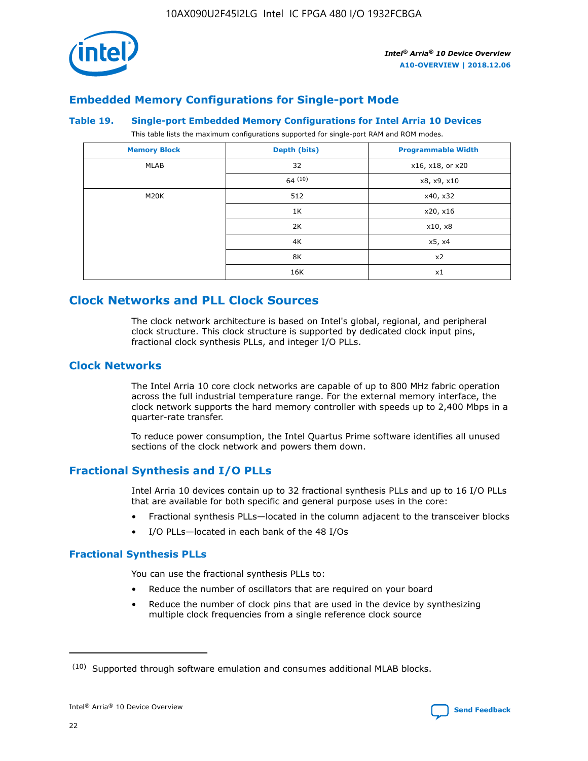## Embedded Memory Configurations for Single-port Mode

### Table 19. Single-port Embedded Memory Configurations for Intel Arria 10 Devices

This table lists the maximum configurations supported for single-port RAM and ROM modes.

| Memory Block | Depth (bits) | Programmable Width |
| --- | --- | --- |
| MLAB | 32 | x16, x18, or x20 |
| | 64 [10] | x8, x9, x10 |
| M20K | 512 | x40, x32 |
| | 1K | x20, x16 |
| | 2K | x10, x8 |
| | 4K | x5, x4 |
| | 8K | x2 |
| | 16K | x1 |

## Clock Networks and PLL Clock Sources

The clock network architecture is based on Intel's global, regional, and peripheral clock structure. This clock structure is supported by dedicated clock input pins, fractional clock synthesis PLLs, and integer I/O PLLs.

## Clock Networks

The Intel Arria 10 core clock networks are capable of up to 800 MHz fabric operation across the full industrial temperature range. For the external memory interface, the clock network supports the hard memory controller with speeds up to 2,400 Mbps in a quarter-rate transfer.

To reduce power consumption, the Intel Quartus Prime software identifies all unused sections of the clock network and powers them down.

## Fractional Synthesis and I/O PLLs

Intel Arria 10 devices contain up to 32 fractional synthesis PLLs and up to 16 I/O PLLs that are available for both specific and general purpose uses in the core:

- Fractional synthesis PLLs—located in the column adjacent to the transceiver blocks
- I/O PLLs—located in each bank of the 48 I/Os

### Fractional Synthesis PLLs

You can use the fractional synthesis PLLs to:

- Reduce the number of oscillators that are required on your board
- Reduce the number of clock pins that are used in the device by synthesizing multiple clock frequencies from a single reference clock source

[10] Supported through software emulation and consumes additional MLAB blocks.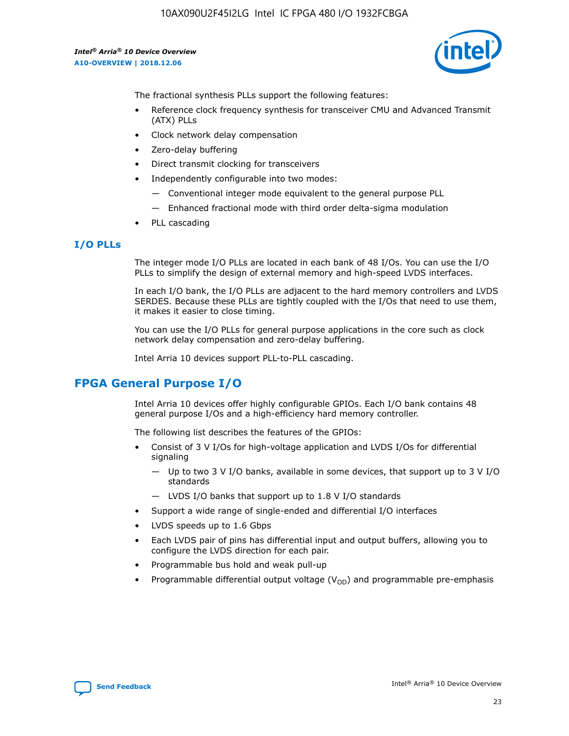The fractional synthesis PLLs support the following features:

- Reference clock frequency synthesis for transceiver CMU and Advanced Transmit (ATX) PLLs
- Clock network delay compensation
- Zero-delay buffering
- Direct transmit clocking for transceivers
- Independently configurable into two modes:
  - — Conventional integer mode equivalent to the general purpose PLL
  - — Enhanced fractional mode with third order delta-sigma modulation
- PLL cascading

### I/O PLLs

The integer mode I/O PLLs are located in each bank of 48 I/Os. You can use the I/O PLLs to simplify the design of external memory and high-speed LVDS interfaces.

In each I/O bank, the I/O PLLs are adjacent to the hard memory controllers and LVDS SERDES. Because these PLLs are tightly coupled with the I/Os that need to use them, it makes it easier to close timing.

You can use the I/O PLLs for general purpose applications in the core such as clock network delay compensation and zero-delay buffering.

Intel Arria 10 devices support PLL-to-PLL cascading.

## FPGA General Purpose I/O

Intel Arria 10 devices offer highly configurable GPIOs. Each I/O bank contains 48 general purpose I/Os and a high-efficiency hard memory controller.

The following list describes the features of the GPIOs:

- Consist of 3 V I/Os for high-voltage application and LVDS I/Os for differential signaling
  - — Up to two 3 V I/O banks, available in some devices, that support up to 3 V I/O standards
  - — LVDS I/O banks that support up to 1.8 V I/O standards
- Support a wide range of single-ended and differential I/O interfaces
- LVDS speeds up to 1.6 Gbps
- Each LVDS pair of pins has differential input and output buffers, allowing you to configure the LVDS direction for each pair.
- Programmable bus hold and weak pull-up
- Programmable differential output voltage ($V_{OD}$) and programmable pre-emphasis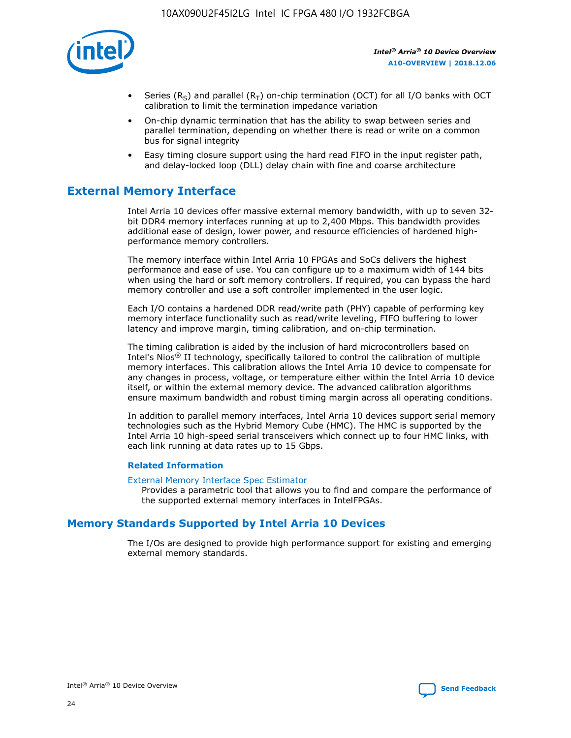- Series ($R_S$) and parallel ($R_T$) on-chip termination (OCT) for all I/O banks with OCT calibration to limit the termination impedance variation
- On-chip dynamic termination that has the ability to swap between series and parallel termination, depending on whether there is read or write on a common bus for signal integrity
- Easy timing closure support using the hard read FIFO in the input register path, and delay-locked loop (DLL) delay chain with fine and coarse architecture

## External Memory Interface

Intel Arria 10 devices offer massive external memory bandwidth, with up to seven 32-bit DDR4 memory interfaces running at up to 2,400 Mbps. This bandwidth provides additional ease of design, lower power, and resource efficiencies of hardened high-performance memory controllers.

The memory interface within Intel Arria 10 FPGAs and SoCs delivers the highest performance and ease of use. You can configure up to a maximum width of 144 bits when using the hard or soft memory controllers. If required, you can bypass the hard memory controller and use a soft controller implemented in the user logic.

Each I/O contains a hardened DDR read/write path (PHY) capable of performing key memory interface functionality such as read/write leveling, FIFO buffering to lower latency and improve margin, timing calibration, and on-chip termination.

The timing calibration is aided by the inclusion of hard microcontrollers based on Intel's Nios® II technology, specifically tailored to control the calibration of multiple memory interfaces. This calibration allows the Intel Arria 10 device to compensate for any changes in process, voltage, or temperature either within the Intel Arria 10 device itself, or within the external memory device. The advanced calibration algorithms ensure maximum bandwidth and robust timing margin across all operating conditions.

In addition to parallel memory interfaces, Intel Arria 10 devices support serial memory technologies such as the Hybrid Memory Cube (HMC). The HMC is supported by the Intel Arria 10 high-speed serial transceivers which connect up to four HMC links, with each link running at data rates up to 15 Gbps.

### Related Information

External Memory Interface Spec Estimator
Provides a parametric tool that allows you to find and compare the performance of the supported external memory interfaces in IntelFPGAs.

## Memory Standards Supported by Intel Arria 10 Devices

The I/Os are designed to provide high performance support for existing and emerging external memory standards.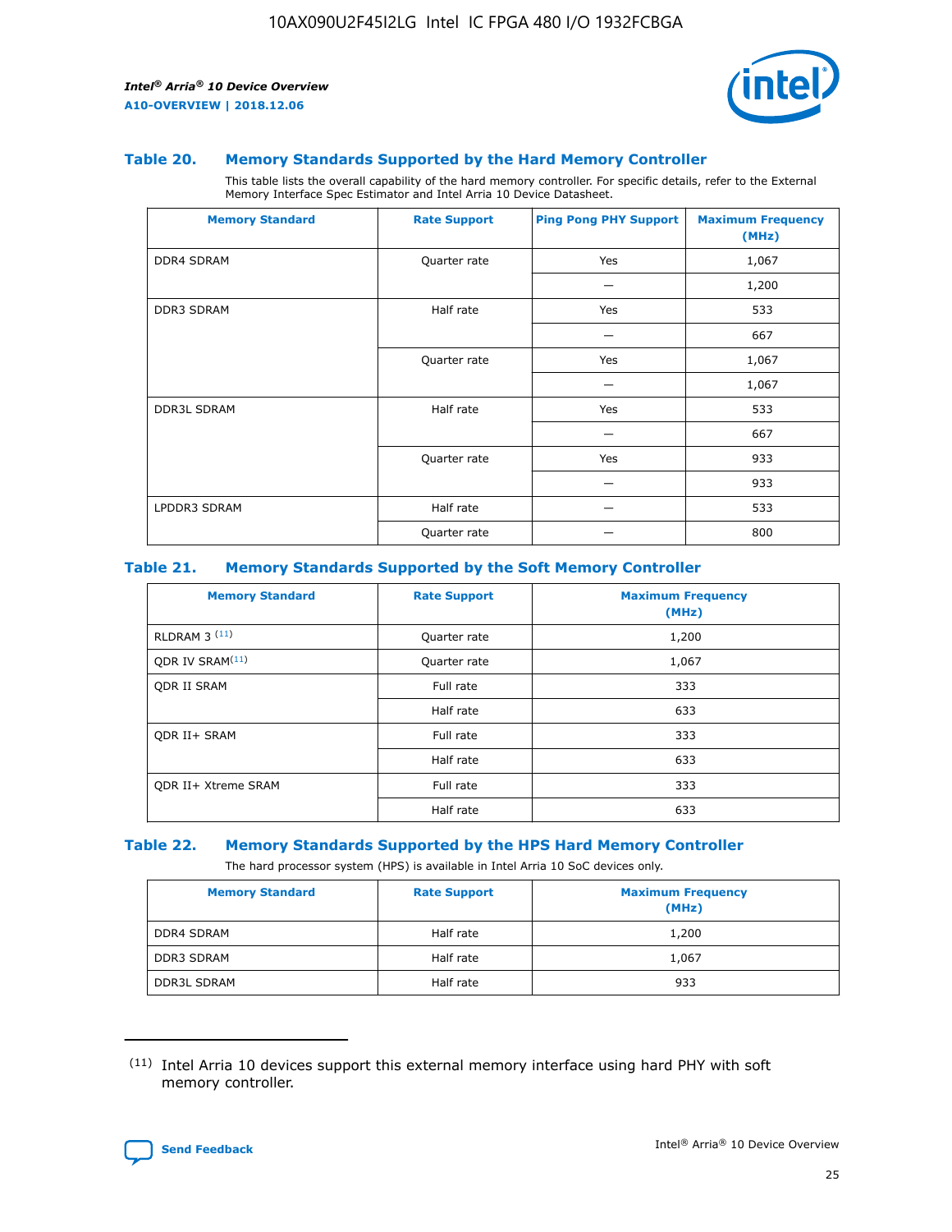### Table 20. Memory Standards Supported by the Hard Memory Controller

This table lists the overall capability of the hard memory controller. For specific details, refer to the External Memory Interface Spec Estimator and Intel Arria 10 Device Datasheet.

| Memory Standard | Rate Support | Ping Pong PHY Support | Maximum Frequency (MHz) |
|---|---|---|---|
| DDR4 SDRAM | Quarter rate | Yes | 1,067 |
| | | — | 1,200 |
| DDR3 SDRAM | Half rate | Yes | 533 |
| | | — | 667 |
| | Quarter rate | Yes | 1,067 |
| | | — | 1,067 |
| DDR3L SDRAM | Half rate | Yes | 533 |
| | | — | 667 |
| | Quarter rate | Yes | 933 |
| | | — | 933 |
| LPDDR3 SDRAM | Half rate | — | 533 |
| | Quarter rate | — | 800 |

### Table 21. Memory Standards Supported by the Soft Memory Controller

| Memory Standard | Rate Support | Maximum Frequency (MHz) |
|---|---|---|
| RLDRAM 3 [11] | Quarter rate | 1,200 |
| QDR IV SRAM[11] | Quarter rate | 1,067 |
| QDR II SRAM | Full rate | 333 |
| | Half rate | 633 |
| QDR II+ SRAM | Full rate | 333 |
| | Half rate | 633 |
| QDR II+ Xtreme SRAM | Full rate | 333 |
| | Half rate | 633 |

### Table 22. Memory Standards Supported by the HPS Hard Memory Controller

The hard processor system (HPS) is available in Intel Arria 10 SoC devices only.

| Memory Standard | Rate Support | Maximum Frequency (MHz) |
|---|---|---|
| DDR4 SDRAM | Half rate | 1,200 |
| DDR3 SDRAM | Half rate | 1,067 |
| DDR3L SDRAM | Half rate | 933 |

(11) Intel Arria 10 devices support this external memory interface using hard PHY with soft memory controller.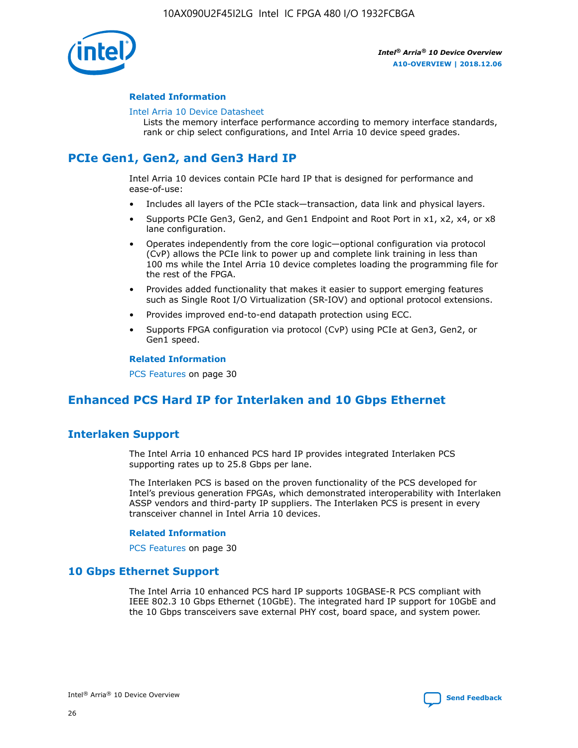#### Related Information

Intel Arria 10 Device Datasheet
Lists the memory interface performance according to memory interface standards, rank or chip select configurations, and Intel Arria 10 device speed grades.

## PCIe Gen1, Gen2, and Gen3 Hard IP

Intel Arria 10 devices contain PCIe hard IP that is designed for performance and ease-of-use:

- Includes all layers of the PCIe stack—transaction, data link and physical layers.
- Supports PCIe Gen3, Gen2, and Gen1 Endpoint and Root Port in x1, x2, x4, or x8 lane configuration.
- Operates independently from the core logic—optional configuration via protocol (CvP) allows the PCIe link to power up and complete link training in less than 100 ms while the Intel Arria 10 device completes loading the programming file for the rest of the FPGA.
- Provides added functionality that makes it easier to support emerging features such as Single Root I/O Virtualization (SR-IOV) and optional protocol extensions.
- Provides improved end-to-end datapath protection using ECC.
- Supports FPGA configuration via protocol (CvP) using PCIe at Gen3, Gen2, or Gen1 speed.

#### Related Information

PCS Features on page 30

## Enhanced PCS Hard IP for Interlaken and 10 Gbps Ethernet

### Interlaken Support

The Intel Arria 10 enhanced PCS hard IP provides integrated Interlaken PCS supporting rates up to 25.8 Gbps per lane.

The Interlaken PCS is based on the proven functionality of the PCS developed for Intel's previous generation FPGAs, which demonstrated interoperability with Interlaken ASSP vendors and third-party IP suppliers. The Interlaken PCS is present in every transceiver channel in Intel Arria 10 devices.

#### Related Information

PCS Features on page 30

### 10 Gbps Ethernet Support

The Intel Arria 10 enhanced PCS hard IP supports 10GBASE-R PCS compliant with IEEE 802.3 10 Gbps Ethernet (10GbE). The integrated hard IP support for 10GbE and the 10 Gbps transceivers save external PHY cost, board space, and system power.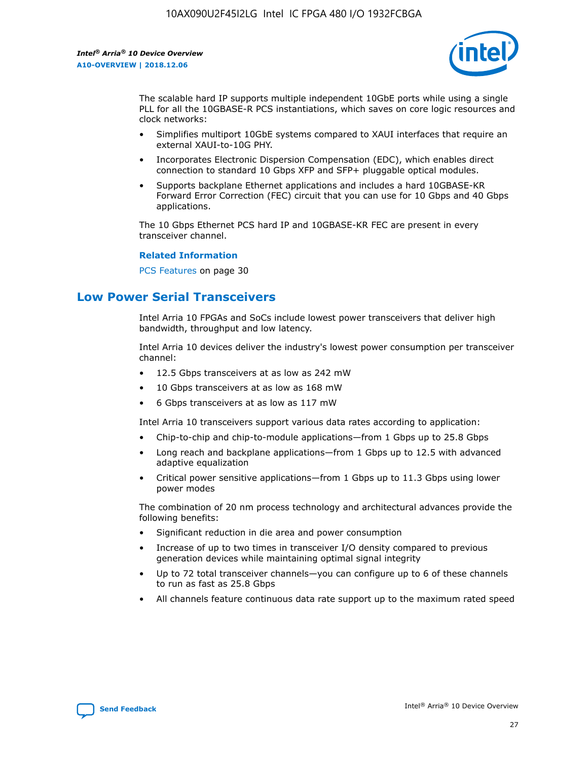The scalable hard IP supports multiple independent 10GbE ports while using a single PLL for all the 10GBASE-R PCS instantiations, which saves on core logic resources and clock networks:

- Simplifies multiport 10GbE systems compared to XAUI interfaces that require an external XAUI-to-10G PHY.
- Incorporates Electronic Dispersion Compensation (EDC), which enables direct connection to standard 10 Gbps XFP and SFP+ pluggable optical modules.
- Supports backplane Ethernet applications and includes a hard 10GBASE-KR Forward Error Correction (FEC) circuit that you can use for 10 Gbps and 40 Gbps applications.

The 10 Gbps Ethernet PCS hard IP and 10GBASE-KR FEC are present in every transceiver channel.

**Related Information**

PCS Features on page 30

## Low Power Serial Transceivers

Intel Arria 10 FPGAs and SoCs include lowest power transceivers that deliver high bandwidth, throughput and low latency.

Intel Arria 10 devices deliver the industry's lowest power consumption per transceiver channel:

- 12.5 Gbps transceivers at as low as 242 mW
- 10 Gbps transceivers at as low as 168 mW
- 6 Gbps transceivers at as low as 117 mW

Intel Arria 10 transceivers support various data rates according to application:

- Chip-to-chip and chip-to-module applications—from 1 Gbps up to 25.8 Gbps
- Long reach and backplane applications—from 1 Gbps up to 12.5 with advanced adaptive equalization
- Critical power sensitive applications—from 1 Gbps up to 11.3 Gbps using lower power modes

The combination of 20 nm process technology and architectural advances provide the following benefits:

- Significant reduction in die area and power consumption
- Increase of up to two times in transceiver I/O density compared to previous generation devices while maintaining optimal signal integrity
- Up to 72 total transceiver channels—you can configure up to 6 of these channels to run as fast as 25.8 Gbps
- All channels feature continuous data rate support up to the maximum rated speed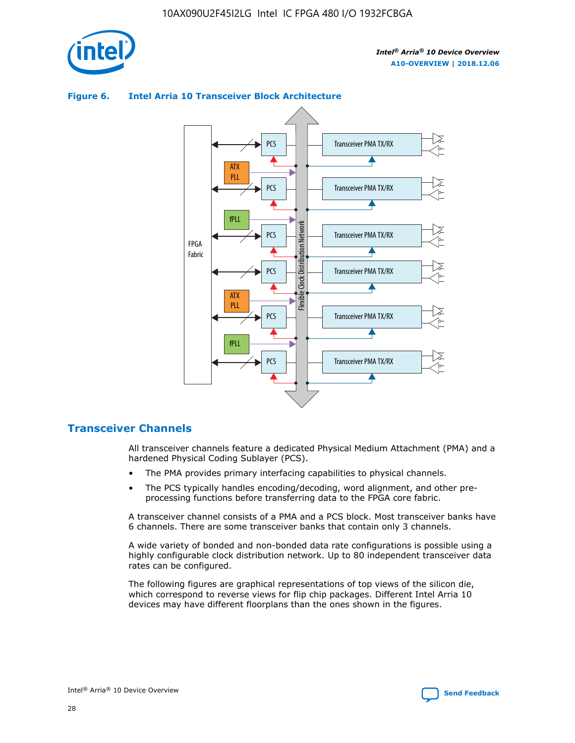**Figure 6. Intel Arria 10 Transceiver Block Architecture**

## Transceiver Channels

All transceiver channels feature a dedicated Physical Medium Attachment (PMA) and a hardened Physical Coding Sublayer (PCS).

- The PMA provides primary interfacing capabilities to physical channels.
- The PCS typically handles encoding/decoding, word alignment, and other pre-processing functions before transferring data to the FPGA core fabric.

A transceiver channel consists of a PMA and a PCS block. Most transceiver banks have 6 channels. There are some transceiver banks that contain only 3 channels.

A wide variety of bonded and non-bonded data rate configurations is possible using a highly configurable clock distribution network. Up to 80 independent transceiver data rates can be configured.

The following figures are graphical representations of top views of the silicon die, which correspond to reverse views for flip chip packages. Different Intel Arria 10 devices may have different floorplans than the ones shown in the figures.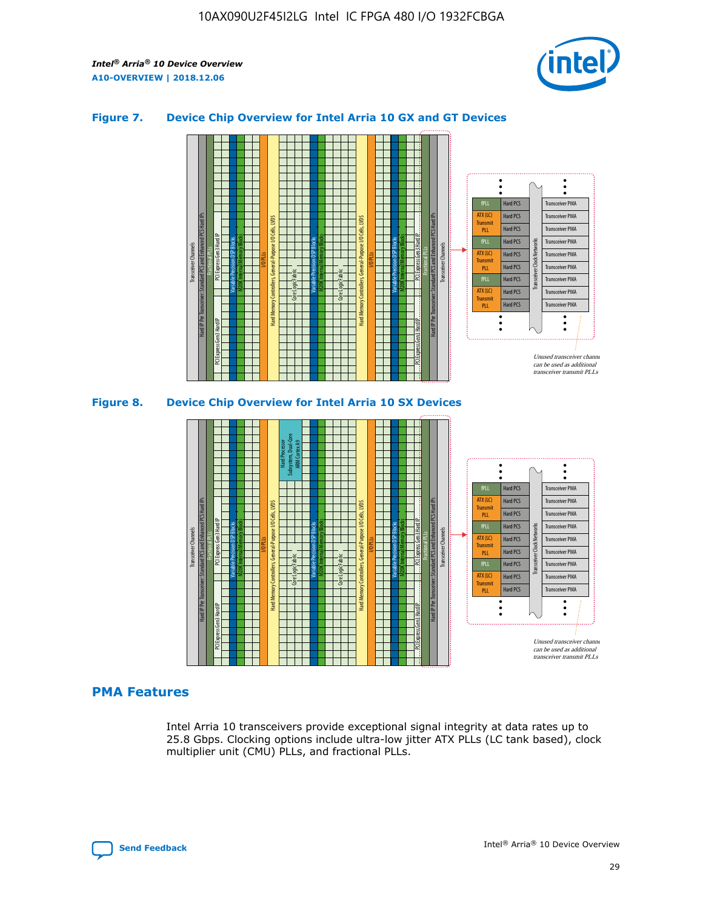## Figure 7. Device Chip Overview for Intel Arria 10 GX and GT Devices

## Figure 8. Device Chip Overview for Intel Arria 10 SX Devices

## PMA Features

Intel Arria 10 transceivers provide exceptional signal integrity at data rates up to 25.8 Gbps. Clocking options include ultra-low jitter ATX PLLs (LC tank based), clock multiplier unit (CMU) PLLs, and fractional PLLs.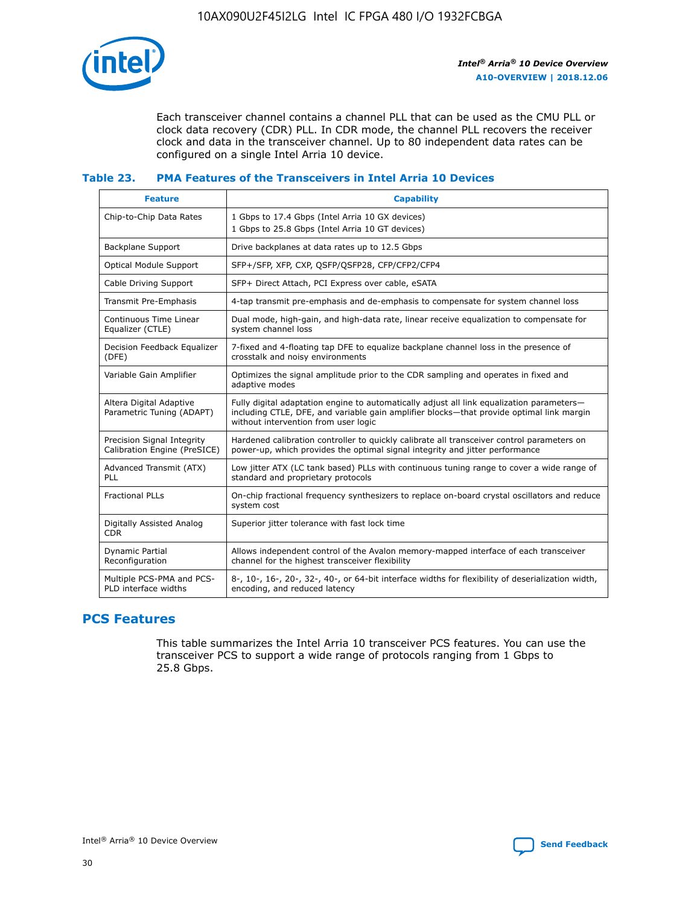Each transceiver channel contains a channel PLL that can be used as the CMU PLL or clock data recovery (CDR) PLL. In CDR mode, the channel PLL recovers the receiver clock and data in the transceiver channel. Up to 80 independent data rates can be configured on a single Intel Arria 10 device.

### Table 23. PMA Features of the Transceivers in Intel Arria 10 Devices

| Feature | Capability |
|---|---|
| Chip-to-Chip Data Rates | 1 Gbps to 17.4 Gbps (Intel Arria 10 GX devices)<br>1 Gbps to 25.8 Gbps (Intel Arria 10 GT devices) |
| Backplane Support | Drive backplanes at data rates up to 12.5 Gbps |
| Optical Module Support | SFP+/SFP, XFP, CXP, QSFP/QSFP28, CFP/CFP2/CFP4 |
| Cable Driving Support | SFP+ Direct Attach, PCI Express over cable, eSATA |
| Transmit Pre-Emphasis | 4-tap transmit pre-emphasis and de-emphasis to compensate for system channel loss |
| Continuous Time Linear Equalizer (CTLE) | Dual mode, high-gain, and high-data rate, linear receive equalization to compensate for system channel loss |
| Decision Feedback Equalizer (DFE) | 7-fixed and 4-floating tap DFE to equalize backplane channel loss in the presence of crosstalk and noisy environments |
| Variable Gain Amplifier | Optimizes the signal amplitude prior to the CDR sampling and operates in fixed and adaptive modes |
| Altera Digital Adaptive Parametric Tuning (ADAPT) | Fully digital adaptation engine to automatically adjust all link equalization parameters—including CTLE, DFE, and variable gain amplifier blocks—that provide optimal link margin without intervention from user logic |
| Precision Signal Integrity Calibration Engine (PreSICE) | Hardened calibration controller to quickly calibrate all transceiver control parameters on power-up, which provides the optimal signal integrity and jitter performance |
| Advanced Transmit (ATX) PLL | Low jitter ATX (LC tank based) PLLs with continuous tuning range to cover a wide range of standard and proprietary protocols |
| Fractional PLLs | On-chip fractional frequency synthesizers to replace on-board crystal oscillators and reduce system cost |
| Digitally Assisted Analog CDR | Superior jitter tolerance with fast lock time |
| Dynamic Partial Reconfiguration | Allows independent control of the Avalon memory-mapped interface of each transceiver channel for the highest transceiver flexibility |
| Multiple PCS-PMA and PCS-PLD interface widths | 8-, 10-, 16-, 20-, 32-, 40-, or 64-bit interface widths for flexibility of deserialization width, encoding, and reduced latency |

## PCS Features

This table summarizes the Intel Arria 10 transceiver PCS features. You can use the transceiver PCS to support a wide range of protocols ranging from 1 Gbps to 25.8 Gbps.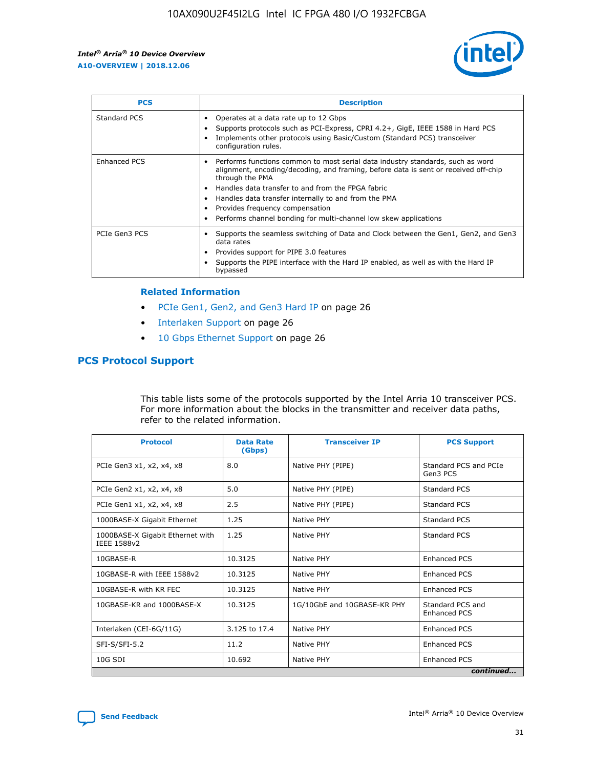| PCS | Description |
| --- | --- |
| Standard PCS | • Operates at a data rate up to 12 Gbps<br>• Supports protocols such as PCI-Express, CPRI 4.2+, GigE, IEEE 1588 in Hard PCS<br>• Implements other protocols using Basic/Custom (Standard PCS) transceiver configuration rules. |
| Enhanced PCS | • Performs functions common to most serial data industry standards, such as word alignment, encoding/decoding, and framing, before data is sent or received off-chip through the PMA<br>• Handles data transfer to and from the FPGA fabric<br>• Handles data transfer internally to and from the PMA<br>• Provides frequency compensation<br>• Performs channel bonding for multi-channel low skew applications |
| PCIe Gen3 PCS | • Supports the seamless switching of Data and Clock between the Gen1, Gen2, and Gen3 data rates<br>• Provides support for PIPE 3.0 features<br>• Supports the PIPE interface with the Hard IP enabled, as well as with the Hard IP bypassed |

### Related Information

- PCIe Gen1, Gen2, and Gen3 Hard IP on page 26
- Interlaken Support on page 26
- 10 Gbps Ethernet Support on page 26

## PCS Protocol Support

This table lists some of the protocols supported by the Intel Arria 10 transceiver PCS. For more information about the blocks in the transmitter and receiver data paths, refer to the related information.

| Protocol | Data Rate (Gbps) | Transceiver IP | PCS Support |
| --- | --- | --- | --- |
| PCIe Gen3 x1, x2, x4, x8 | 8.0 | Native PHY (PIPE) | Standard PCS and PCIe Gen3 PCS |
| PCIe Gen2 x1, x2, x4, x8 | 5.0 | Native PHY (PIPE) | Standard PCS |
| PCIe Gen1 x1, x2, x4, x8 | 2.5 | Native PHY (PIPE) | Standard PCS |
| 1000BASE-X Gigabit Ethernet | 1.25 | Native PHY | Standard PCS |
| 1000BASE-X Gigabit Ethernet with IEEE 1588v2 | 1.25 | Native PHY | Standard PCS |
| 10GBASE-R | 10.3125 | Native PHY | Enhanced PCS |
| 10GBASE-R with IEEE 1588v2 | 10.3125 | Native PHY | Enhanced PCS |
| 10GBASE-R with KR FEC | 10.3125 | Native PHY | Enhanced PCS |
| 10GBASE-KR and 1000BASE-X | 10.3125 | 1G/10GbE and 10GBASE-KR PHY | Standard PCS and Enhanced PCS |
| Interlaken (CEI-6G/11G) | 3.125 to 17.4 | Native PHY | Enhanced PCS |
| SFI-S/SFI-5.2 | 11.2 | Native PHY | Enhanced PCS |
| 10G SDI | 10.692 | Native PHY | Enhanced PCS |

*continued...*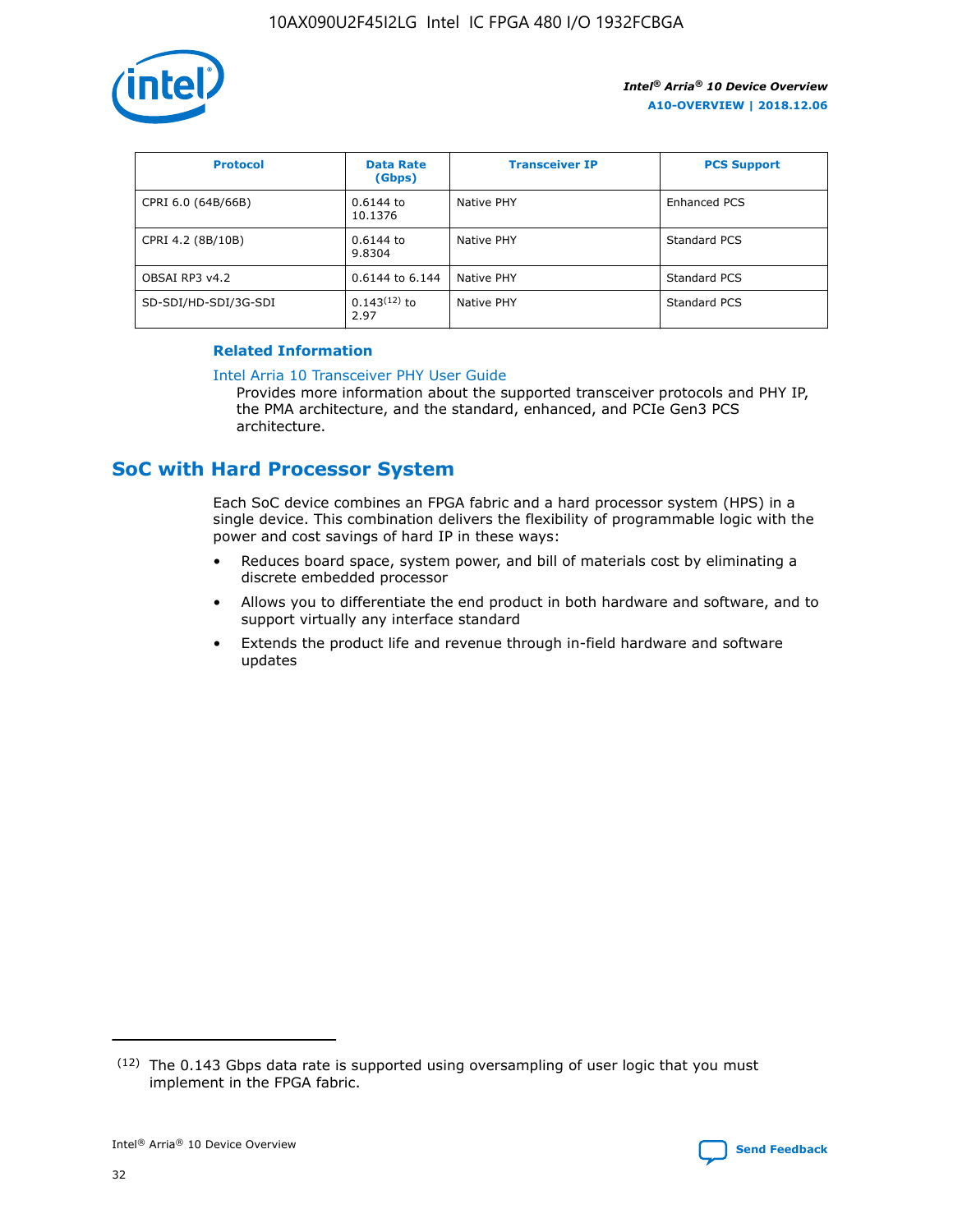| Protocol | Data Rate (Gbps) | Transceiver IP | PCS Support |
| --- | --- | --- | --- |
| CPRI 6.0 (64B/66B) | 0.6144 to 10.1376 | Native PHY | Enhanced PCS |
| CPRI 4.2 (8B/10B) | 0.6144 to 9.8304 | Native PHY | Standard PCS |
| OBSAI RP3 v4.2 | 0.6144 to 6.144 | Native PHY | Standard PCS |
| SD-SDI/HD-SDI/3G-SDI | 0.143[12] to 2.97 | Native PHY | Standard PCS |

**Related Information**

Intel Arria 10 Transceiver PHY User Guide

Provides more information about the supported transceiver protocols and PHY IP, the PMA architecture, and the standard, enhanced, and PCIe Gen3 PCS architecture.

## SoC with Hard Processor System

Each SoC device combines an FPGA fabric and a hard processor system (HPS) in a single device. This combination delivers the flexibility of programmable logic with the power and cost savings of hard IP in these ways:

- Reduces board space, system power, and bill of materials cost by eliminating a discrete embedded processor
- Allows you to differentiate the end product in both hardware and software, and to support virtually any interface standard
- Extends the product life and revenue through in-field hardware and software updates

(12) The 0.143 Gbps data rate is supported using oversampling of user logic that you must implement in the FPGA fabric.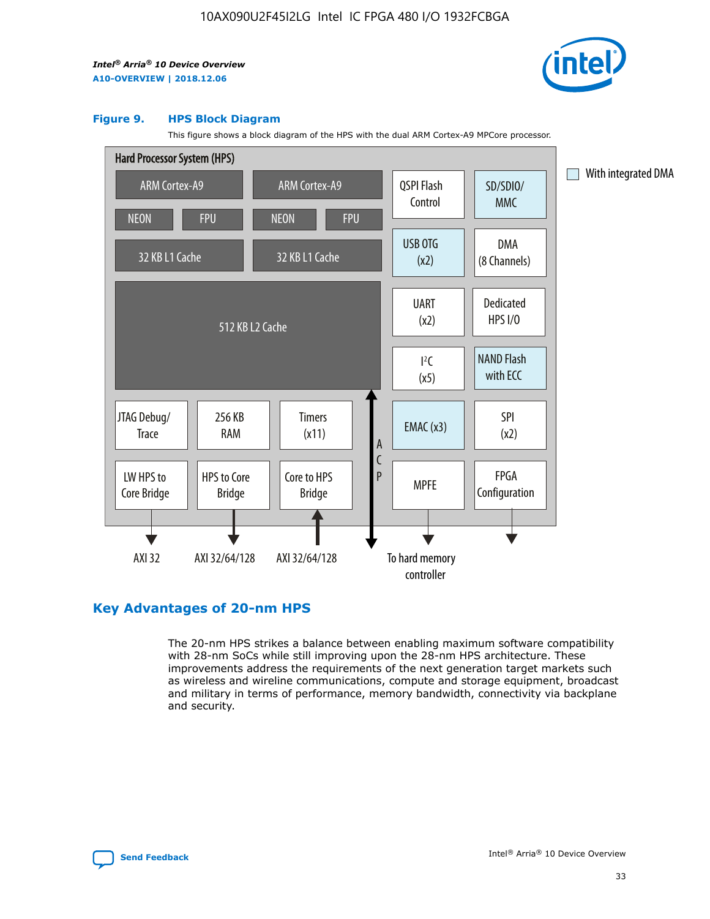**Figure 9. HPS Block Diagram**

This figure shows a block diagram of the HPS with the dual ARM Cortex-A9 MPCore processor.

Hard Processor System (HPS)

ARM Cortex-A9 | ARM Cortex-A9 | QSPI Flash Control | SD/SDIO/MMC

NEON | FPU | NEON | FPU

32 KB L1 Cache | 32 KB L1 Cache | USB OTG (x2) | DMA (8 Channels)

512 KB L2 Cache | UART (x2) | Dedicated HPS I/O | I²C (x5) | NAND Flash with ECC

JTAG Debug/Trace | 256 KB RAM | Timers (x11) | ACP | EMAC (x3) | SPI (x2)

LW HPS to Core Bridge | HPS to Core Bridge | Core to HPS Bridge | MPFE | FPGA Configuration

AXI 32 | AXI 32/64/128 | AXI 32/64/128 | To hard memory controller

With integrated DMA

## Key Advantages of 20-nm HPS

The 20-nm HPS strikes a balance between enabling maximum software compatibility with 28-nm SoCs while still improving upon the 28-nm HPS architecture. These improvements address the requirements of the next generation target markets such as wireless and wireline communications, compute and storage equipment, broadcast and military in terms of performance, memory bandwidth, connectivity via backplane and security.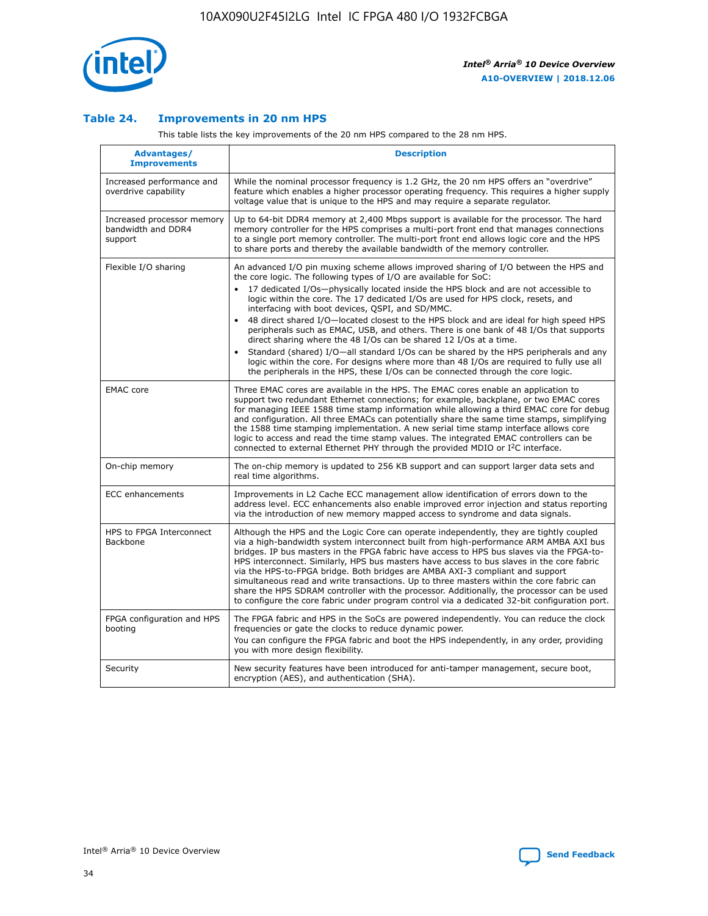### Table 24. Improvements in 20 nm HPS

This table lists the key improvements of the 20 nm HPS compared to the 28 nm HPS.

| Advantages/ Improvements | Description |
| --- | --- |
| Increased performance and overdrive capability | While the nominal processor frequency is 1.2 GHz, the 20 nm HPS offers an "overdrive" feature which enables a higher processor operating frequency. This requires a higher supply voltage value that is unique to the HPS and may require a separate regulator. |
| Increased processor memory bandwidth and DDR4 support | Up to 64-bit DDR4 memory at 2,400 Mbps support is available for the processor. The hard memory controller for the HPS comprises a multi-port front end that manages connections to a single port memory controller. The multi-port front end allows logic core and the HPS to share ports and thereby the available bandwidth of the memory controller. |
| Flexible I/O sharing | An advanced I/O pin muxing scheme allows improved sharing of I/O between the HPS and the core logic. The following types of I/O are available for SoC:<br>• 17 dedicated I/Os—physically located inside the HPS block and are not accessible to logic within the core. The 17 dedicated I/Os are used for HPS clock, resets, and interfacing with boot devices, QSPI, and SD/MMC.<br>• 48 direct shared I/O—located closest to the HPS block and are ideal for high speed HPS peripherals such as EMAC, USB, and others. There is one bank of 48 I/Os that supports direct sharing where the 48 I/Os can be shared 12 I/Os at a time.<br>• Standard (shared) I/O—all standard I/Os can be shared by the HPS peripherals and any logic within the core. For designs where more than 48 I/Os are required to fully use all the peripherals in the HPS, these I/Os can be connected through the core logic. |
| EMAC core | Three EMAC cores are available in the HPS. The EMAC cores enable an application to support two redundant Ethernet connections; for example, backplane, or two EMAC cores for managing IEEE 1588 time stamp information while allowing a third EMAC core for debug and configuration. All three EMACs can potentially share the same time stamps, simplifying the 1588 time stamping implementation. A new serial time stamp interface allows core logic to access and read the time stamp values. The integrated EMAC controllers can be connected to external Ethernet PHY through the provided MDIO or I²C interface. |
| On-chip memory | The on-chip memory is updated to 256 KB support and can support larger data sets and real time algorithms. |
| ECC enhancements | Improvements in L2 Cache ECC management allow identification of errors down to the address level. ECC enhancements also enable improved error injection and status reporting via the introduction of new memory mapped access to syndrome and data signals. |
| HPS to FPGA Interconnect Backbone | Although the HPS and the Logic Core can operate independently, they are tightly coupled via a high-bandwidth system interconnect built from high-performance ARM AMBA AXI bus bridges. IP bus masters in the FPGA fabric have access to HPS bus slaves via the FPGA-to-HPS interconnect. Similarly, HPS bus masters have access to bus slaves in the core fabric via the HPS-to-FPGA bridge. Both bridges are AMBA AXI-3 compliant and support simultaneous read and write transactions. Up to three masters within the core fabric can share the HPS SDRAM controller with the processor. Additionally, the processor can be used to configure the core fabric under program control via a dedicated 32-bit configuration port. |
| FPGA configuration and HPS booting | The FPGA fabric and HPS in the SoCs are powered independently. You can reduce the clock frequencies or gate the clocks to reduce dynamic power.<br>You can configure the FPGA fabric and boot the HPS independently, in any order, providing you with more design flexibility. |
| Security | New security features have been introduced for anti-tamper management, secure boot, encryption (AES), and authentication (SHA). |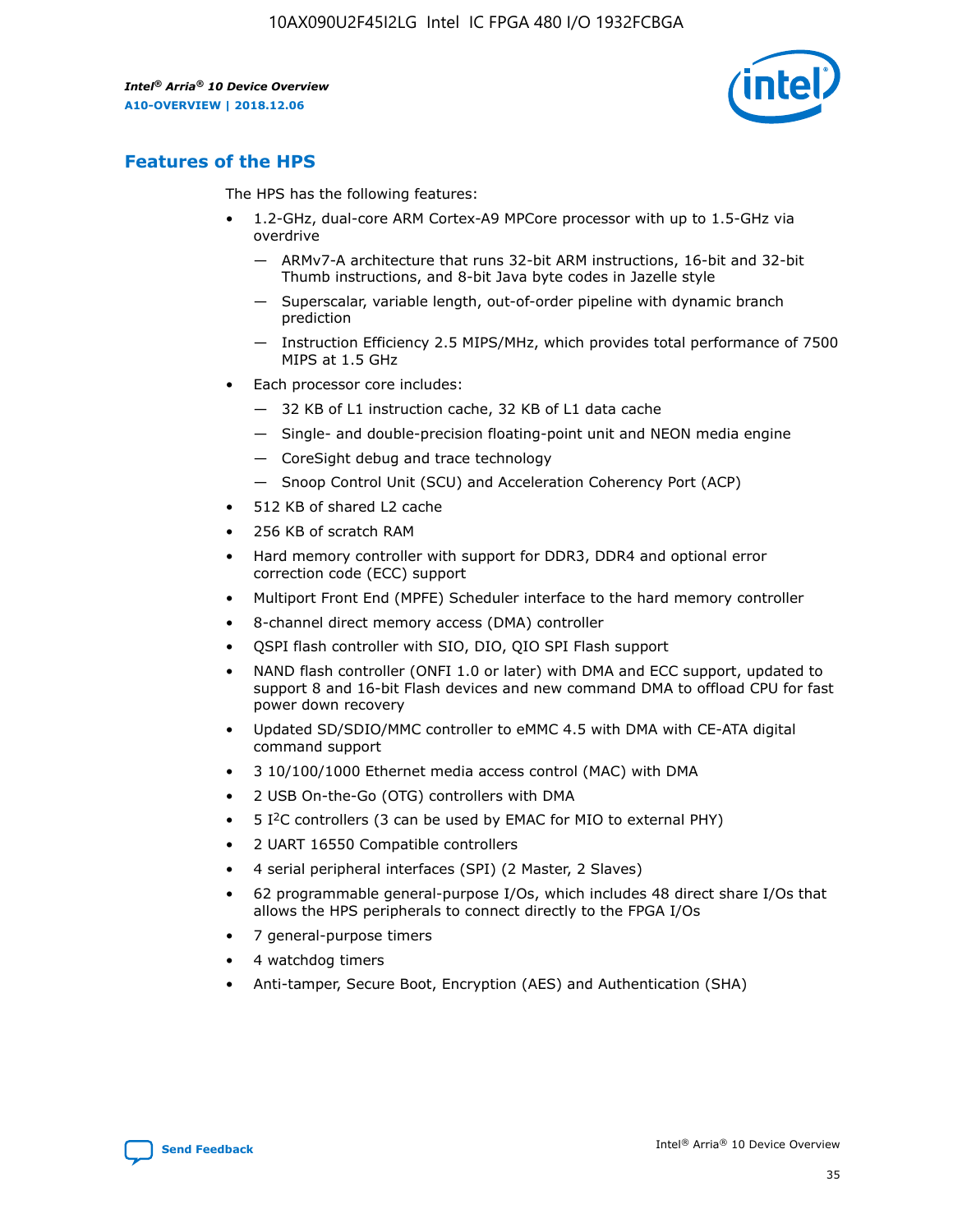## Features of the HPS

The HPS has the following features:

- 1.2-GHz, dual-core ARM Cortex-A9 MPCore processor with up to 1.5-GHz via overdrive
  - — ARMv7-A architecture that runs 32-bit ARM instructions, 16-bit and 32-bit Thumb instructions, and 8-bit Java byte codes in Jazelle style
  - — Superscalar, variable length, out-of-order pipeline with dynamic branch prediction
  - — Instruction Efficiency 2.5 MIPS/MHz, which provides total performance of 7500 MIPS at 1.5 GHz
- Each processor core includes:
  - — 32 KB of L1 instruction cache, 32 KB of L1 data cache
  - — Single- and double-precision floating-point unit and NEON media engine
  - — CoreSight debug and trace technology
  - — Snoop Control Unit (SCU) and Acceleration Coherency Port (ACP)
- 512 KB of shared L2 cache
- 256 KB of scratch RAM
- Hard memory controller with support for DDR3, DDR4 and optional error correction code (ECC) support
- Multiport Front End (MPFE) Scheduler interface to the hard memory controller
- 8-channel direct memory access (DMA) controller
- QSPI flash controller with SIO, DIO, QIO SPI Flash support
- NAND flash controller (ONFI 1.0 or later) with DMA and ECC support, updated to support 8 and 16-bit Flash devices and new command DMA to offload CPU for fast power down recovery
- Updated SD/SDIO/MMC controller to eMMC 4.5 with DMA with CE-ATA digital command support
- 3 10/100/1000 Ethernet media access control (MAC) with DMA
- 2 USB On-the-Go (OTG) controllers with DMA
- 5 I$^2$C controllers (3 can be used by EMAC for MIO to external PHY)
- 2 UART 16550 Compatible controllers
- 4 serial peripheral interfaces (SPI) (2 Master, 2 Slaves)
- 62 programmable general-purpose I/Os, which includes 48 direct share I/Os that allows the HPS peripherals to connect directly to the FPGA I/Os
- 7 general-purpose timers
- 4 watchdog timers
- Anti-tamper, Secure Boot, Encryption (AES) and Authentication (SHA)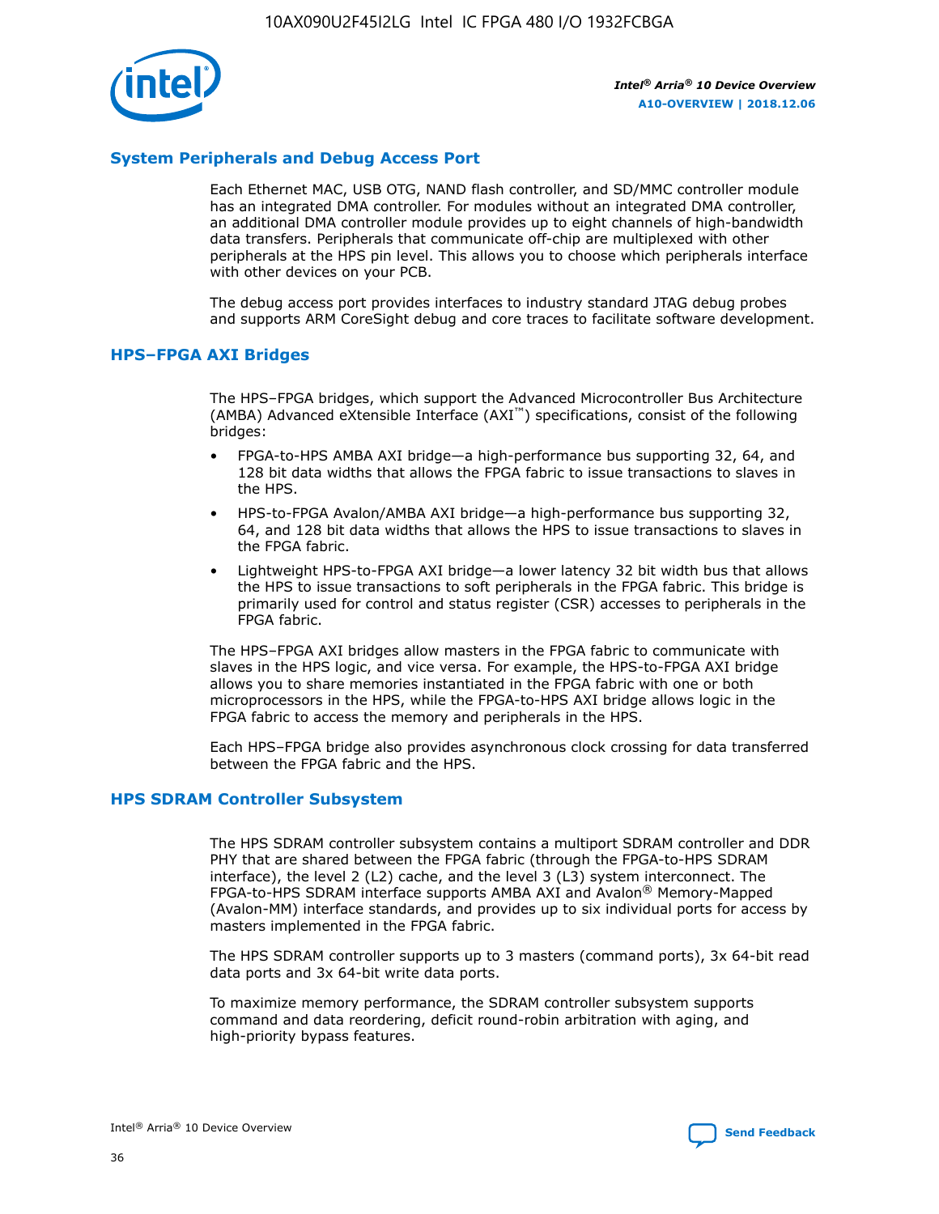## System Peripherals and Debug Access Port

Each Ethernet MAC, USB OTG, NAND flash controller, and SD/MMC controller module has an integrated DMA controller. For modules without an integrated DMA controller, an additional DMA controller module provides up to eight channels of high-bandwidth data transfers. Peripherals that communicate off-chip are multiplexed with other peripherals at the HPS pin level. This allows you to choose which peripherals interface with other devices on your PCB.

The debug access port provides interfaces to industry standard JTAG debug probes and supports ARM CoreSight debug and core traces to facilitate software development.

## HPS–FPGA AXI Bridges

The HPS–FPGA bridges, which support the Advanced Microcontroller Bus Architecture (AMBA) Advanced eXtensible Interface (AXI™) specifications, consist of the following bridges:

- FPGA-to-HPS AMBA AXI bridge—a high-performance bus supporting 32, 64, and 128 bit data widths that allows the FPGA fabric to issue transactions to slaves in the HPS.
- HPS-to-FPGA Avalon/AMBA AXI bridge—a high-performance bus supporting 32, 64, and 128 bit data widths that allows the HPS to issue transactions to slaves in the FPGA fabric.
- Lightweight HPS-to-FPGA AXI bridge—a lower latency 32 bit width bus that allows the HPS to issue transactions to soft peripherals in the FPGA fabric. This bridge is primarily used for control and status register (CSR) accesses to peripherals in the FPGA fabric.

The HPS–FPGA AXI bridges allow masters in the FPGA fabric to communicate with slaves in the HPS logic, and vice versa. For example, the HPS-to-FPGA AXI bridge allows you to share memories instantiated in the FPGA fabric with one or both microprocessors in the HPS, while the FPGA-to-HPS AXI bridge allows logic in the FPGA fabric to access the memory and peripherals in the HPS.

Each HPS–FPGA bridge also provides asynchronous clock crossing for data transferred between the FPGA fabric and the HPS.

## HPS SDRAM Controller Subsystem

The HPS SDRAM controller subsystem contains a multiport SDRAM controller and DDR PHY that are shared between the FPGA fabric (through the FPGA-to-HPS SDRAM interface), the level 2 (L2) cache, and the level 3 (L3) system interconnect. The FPGA-to-HPS SDRAM interface supports AMBA AXI and Avalon® Memory-Mapped (Avalon-MM) interface standards, and provides up to six individual ports for access by masters implemented in the FPGA fabric.

The HPS SDRAM controller supports up to 3 masters (command ports), 3x 64-bit read data ports and 3x 64-bit write data ports.

To maximize memory performance, the SDRAM controller subsystem supports command and data reordering, deficit round-robin arbitration with aging, and high-priority bypass features.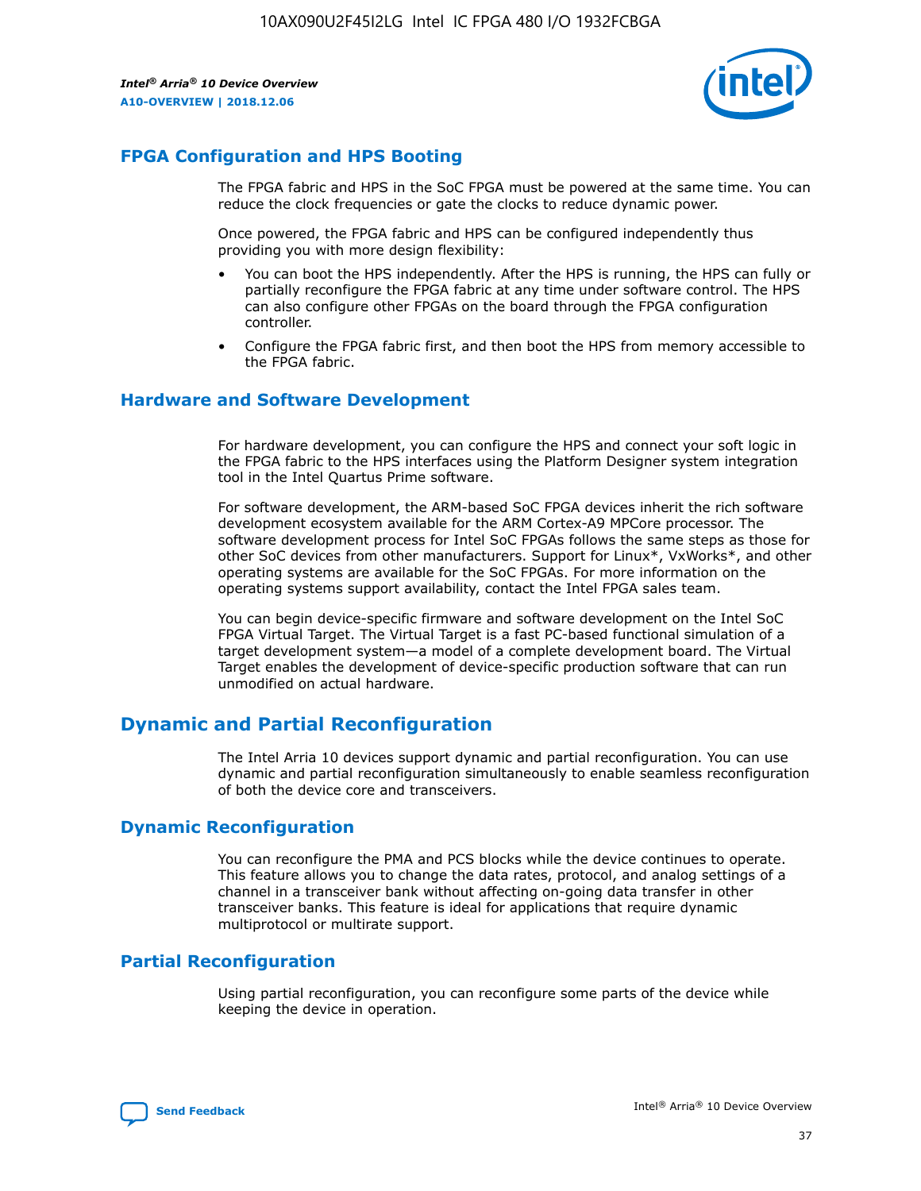## FPGA Configuration and HPS Booting

The FPGA fabric and HPS in the SoC FPGA must be powered at the same time. You can reduce the clock frequencies or gate the clocks to reduce dynamic power.

Once powered, the FPGA fabric and HPS can be configured independently thus providing you with more design flexibility:

- You can boot the HPS independently. After the HPS is running, the HPS can fully or partially reconfigure the FPGA fabric at any time under software control. The HPS can also configure other FPGAs on the board through the FPGA configuration controller.
- Configure the FPGA fabric first, and then boot the HPS from memory accessible to the FPGA fabric.

## Hardware and Software Development

For hardware development, you can configure the HPS and connect your soft logic in the FPGA fabric to the HPS interfaces using the Platform Designer system integration tool in the Intel Quartus Prime software.

For software development, the ARM-based SoC FPGA devices inherit the rich software development ecosystem available for the ARM Cortex-A9 MPCore processor. The software development process for Intel SoC FPGAs follows the same steps as those for other SoC devices from other manufacturers. Support for Linux*, VxWorks*, and other operating systems are available for the SoC FPGAs. For more information on the operating systems support availability, contact the Intel FPGA sales team.

You can begin device-specific firmware and software development on the Intel SoC FPGA Virtual Target. The Virtual Target is a fast PC-based functional simulation of a target development system—a model of a complete development board. The Virtual Target enables the development of device-specific production software that can run unmodified on actual hardware.

# Dynamic and Partial Reconfiguration

The Intel Arria 10 devices support dynamic and partial reconfiguration. You can use dynamic and partial reconfiguration simultaneously to enable seamless reconfiguration of both the device core and transceivers.

## Dynamic Reconfiguration

You can reconfigure the PMA and PCS blocks while the device continues to operate. This feature allows you to change the data rates, protocol, and analog settings of a channel in a transceiver bank without affecting on-going data transfer in other transceiver banks. This feature is ideal for applications that require dynamic multiprotocol or multirate support.

## Partial Reconfiguration

Using partial reconfiguration, you can reconfigure some parts of the device while keeping the device in operation.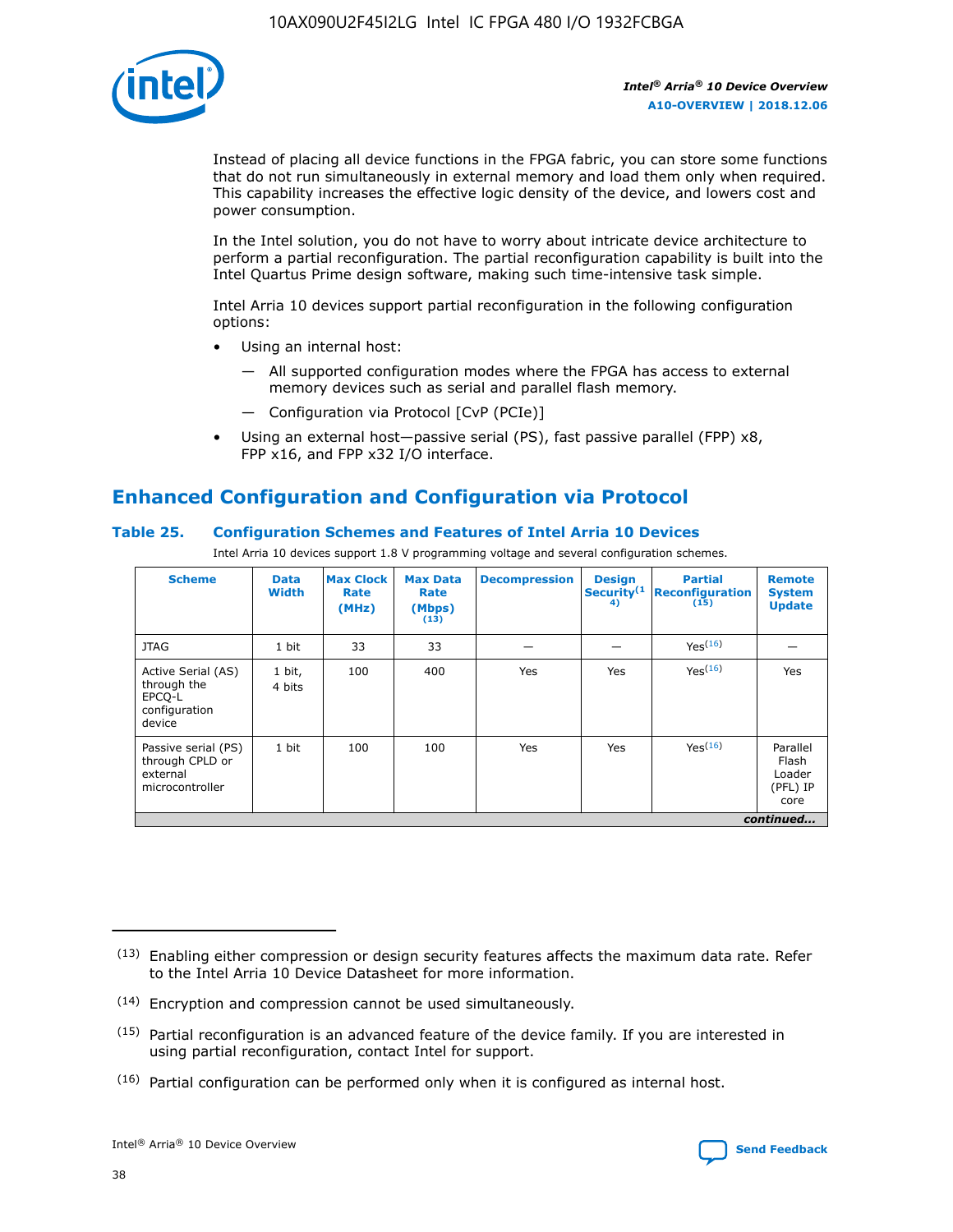Instead of placing all device functions in the FPGA fabric, you can store some functions that do not run simultaneously in external memory and load them only when required. This capability increases the effective logic density of the device, and lowers cost and power consumption.

In the Intel solution, you do not have to worry about intricate device architecture to perform a partial reconfiguration. The partial reconfiguration capability is built into the Intel Quartus Prime design software, making such time-intensive task simple.

Intel Arria 10 devices support partial reconfiguration in the following configuration options:

- Using an internal host:
  - — All supported configuration modes where the FPGA has access to external memory devices such as serial and parallel flash memory.
  - — Configuration via Protocol [CvP (PCIe)]
- Using an external host—passive serial (PS), fast passive parallel (FPP) x8, FPP x16, and FPP x32 I/O interface.

## Enhanced Configuration and Configuration via Protocol

### Table 25. Configuration Schemes and Features of Intel Arria 10 Devices

Intel Arria 10 devices support 1.8 V programming voltage and several configuration schemes.

| Scheme | Data Width | Max Clock Rate (MHz) | Max Data Rate (Mbps) (13) | Decompression | Design Security (14) | Partial Reconfiguration (15) | Remote System Update |
|---|---|---|---|---|---|---|---|
| JTAG | 1 bit | 33 | 33 | — | — | Yes (16) | — |
| Active Serial (AS) through the EPCQ-L configuration device | 1 bit, 4 bits | 100 | 400 | Yes | Yes | Yes (16) | Yes |
| Passive serial (PS) through CPLD or external microcontroller | 1 bit | 100 | 100 | Yes | Yes | Yes (16) | Parallel Flash Loader (PFL) IP core |

*continued...*

(13) Enabling either compression or design security features affects the maximum data rate. Refer to the Intel Arria 10 Device Datasheet for more information.

(14) Encryption and compression cannot be used simultaneously.

(15) Partial reconfiguration is an advanced feature of the device family. If you are interested in using partial reconfiguration, contact Intel for support.

(16) Partial configuration can be performed only when it is configured as internal host.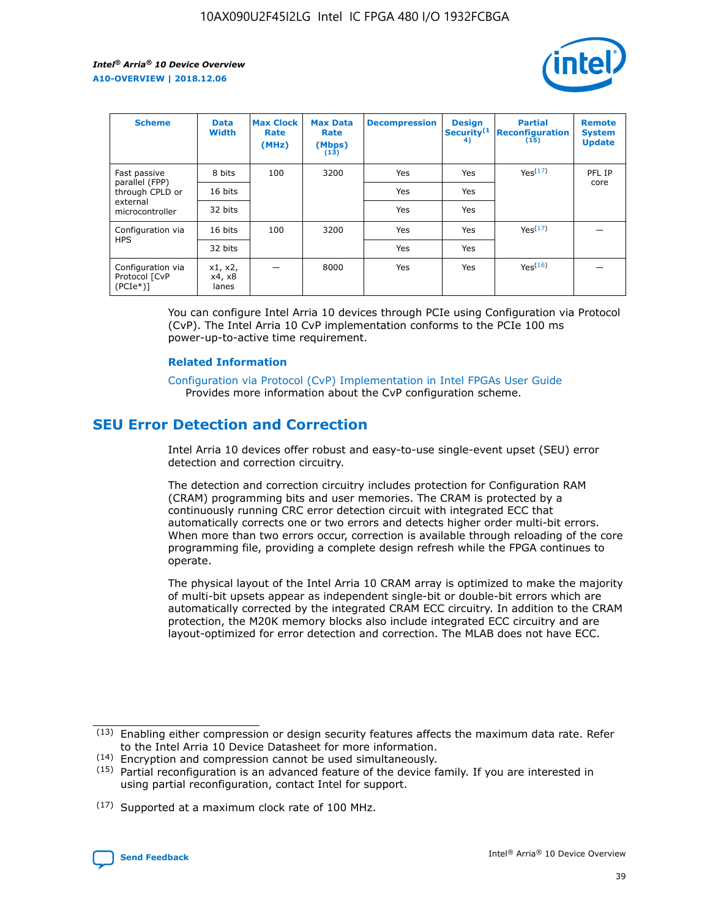| Scheme | Data Width | Max Clock Rate (MHz) | Max Data Rate (Mbps) (13) | Decompression | Design Security(14) | Partial Reconfiguration (15) | Remote System Update |
|---|---|---|---|---|---|---|---|
| Fast passive parallel (FPP) through CPLD or external microcontroller | 8 bits | 100 | 3200 | Yes | Yes | Yes(17) | PFL IP core |
| | 16 bits | | | Yes | Yes | | |
| | 32 bits | | | Yes | Yes | | |
| Configuration via HPS | 16 bits | 100 | 3200 | Yes | Yes | Yes(17) | — |
| | 32 bits | | | Yes | Yes | | |
| Configuration via Protocol [CvP (PCIe*)] | x1, x2, x4, x8 lanes | — | 8000 | Yes | Yes | Yes(16) | — |

You can configure Intel Arria 10 devices through PCIe using Configuration via Protocol (CvP). The Intel Arria 10 CvP implementation conforms to the PCIe 100 ms power-up-to-active time requirement.

### Related Information

Configuration via Protocol (CvP) Implementation in Intel FPGAs User Guide
Provides more information about the CvP configuration scheme.

## SEU Error Detection and Correction

Intel Arria 10 devices offer robust and easy-to-use single-event upset (SEU) error detection and correction circuitry.

The detection and correction circuitry includes protection for Configuration RAM (CRAM) programming bits and user memories. The CRAM is protected by a continuously running CRC error detection circuit with integrated ECC that automatically corrects one or two errors and detects higher order multi-bit errors. When more than two errors occur, correction is available through reloading of the core programming file, providing a complete design refresh while the FPGA continues to operate.

The physical layout of the Intel Arria 10 CRAM array is optimized to make the majority of multi-bit upsets appear as independent single-bit or double-bit errors which are automatically corrected by the integrated CRAM ECC circuitry. In addition to the CRAM protection, the M20K memory blocks also include integrated ECC circuitry and are layout-optimized for error detection and correction. The MLAB does not have ECC.

(13) Enabling either compression or design security features affects the maximum data rate. Refer to the Intel Arria 10 Device Datasheet for more information.

(14) Encryption and compression cannot be used simultaneously.

(15) Partial reconfiguration is an advanced feature of the device family. If you are interested in using partial reconfiguration, contact Intel for support.

(17) Supported at a maximum clock rate of 100 MHz.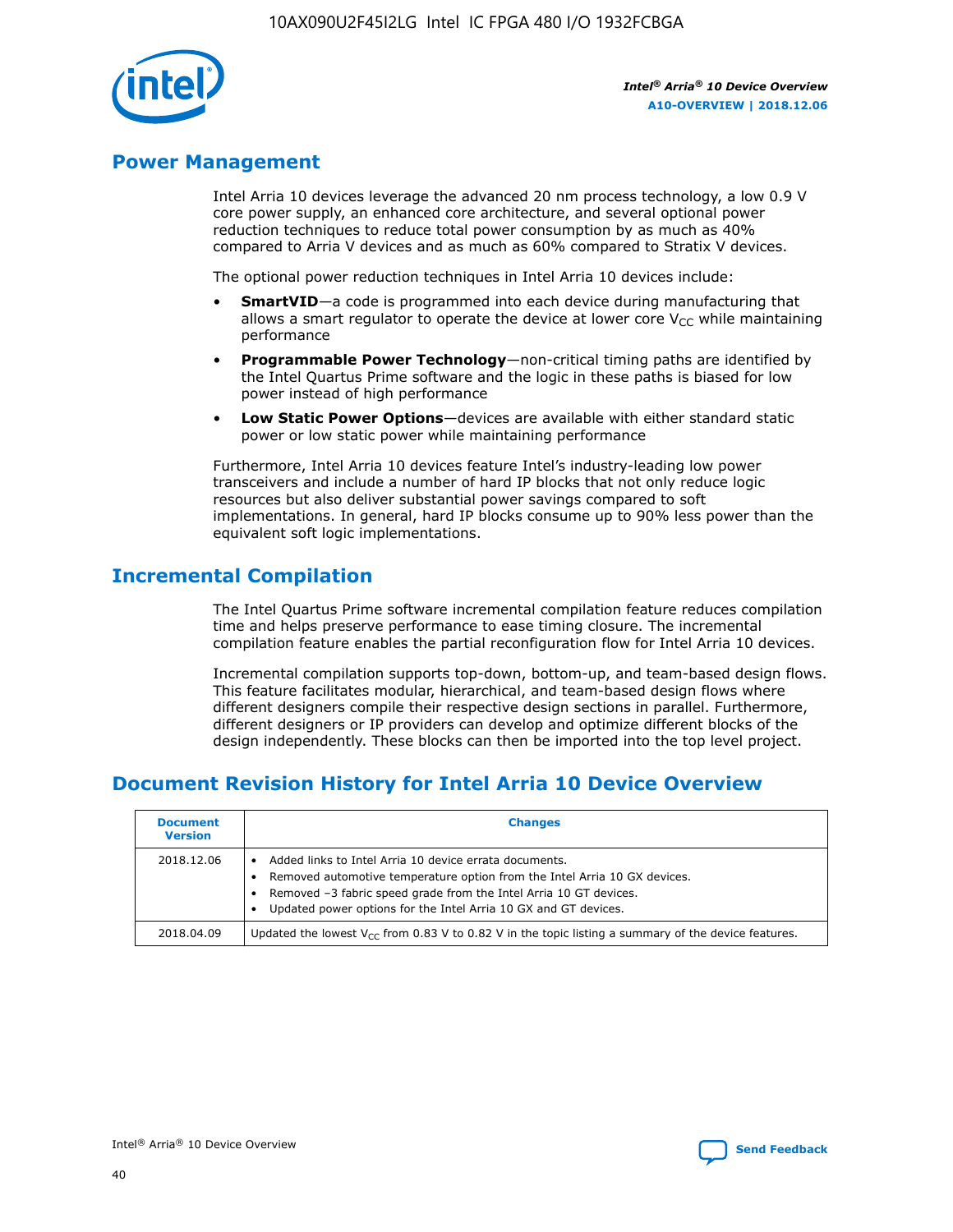## Power Management

Intel Arria 10 devices leverage the advanced 20 nm process technology, a low 0.9 V core power supply, an enhanced core architecture, and several optional power reduction techniques to reduce total power consumption by as much as 40% compared to Arria V devices and as much as 60% compared to Stratix V devices.

The optional power reduction techniques in Intel Arria 10 devices include:

- **SmartVID**—a code is programmed into each device during manufacturing that allows a smart regulator to operate the device at lower core $V_{CC}$ while maintaining performance
- **Programmable Power Technology**—non-critical timing paths are identified by the Intel Quartus Prime software and the logic in these paths is biased for low power instead of high performance
- **Low Static Power Options**—devices are available with either standard static power or low static power while maintaining performance

Furthermore, Intel Arria 10 devices feature Intel's industry-leading low power transceivers and include a number of hard IP blocks that not only reduce logic resources but also deliver substantial power savings compared to soft implementations. In general, hard IP blocks consume up to 90% less power than the equivalent soft logic implementations.

## Incremental Compilation

The Intel Quartus Prime software incremental compilation feature reduces compilation time and helps preserve performance to ease timing closure. The incremental compilation feature enables the partial reconfiguration flow for Intel Arria 10 devices.

Incremental compilation supports top-down, bottom-up, and team-based design flows. This feature facilitates modular, hierarchical, and team-based design flows where different designers compile their respective design sections in parallel. Furthermore, different designers or IP providers can develop and optimize different blocks of the design independently. These blocks can then be imported into the top level project.

## Document Revision History for Intel Arria 10 Device Overview

| Document Version | Changes |
| --- | --- |
| 2018.12.06 | • Added links to Intel Arria 10 device errata documents.<br>• Removed automotive temperature option from the Intel Arria 10 GX devices.<br>• Removed –3 fabric speed grade from the Intel Arria 10 GT devices.<br>• Updated power options for the Intel Arria 10 GX and GT devices. |
| 2018.04.09 | Updated the lowest $V_{CC}$ from 0.83 V to 0.82 V in the topic listing a summary of the device features. |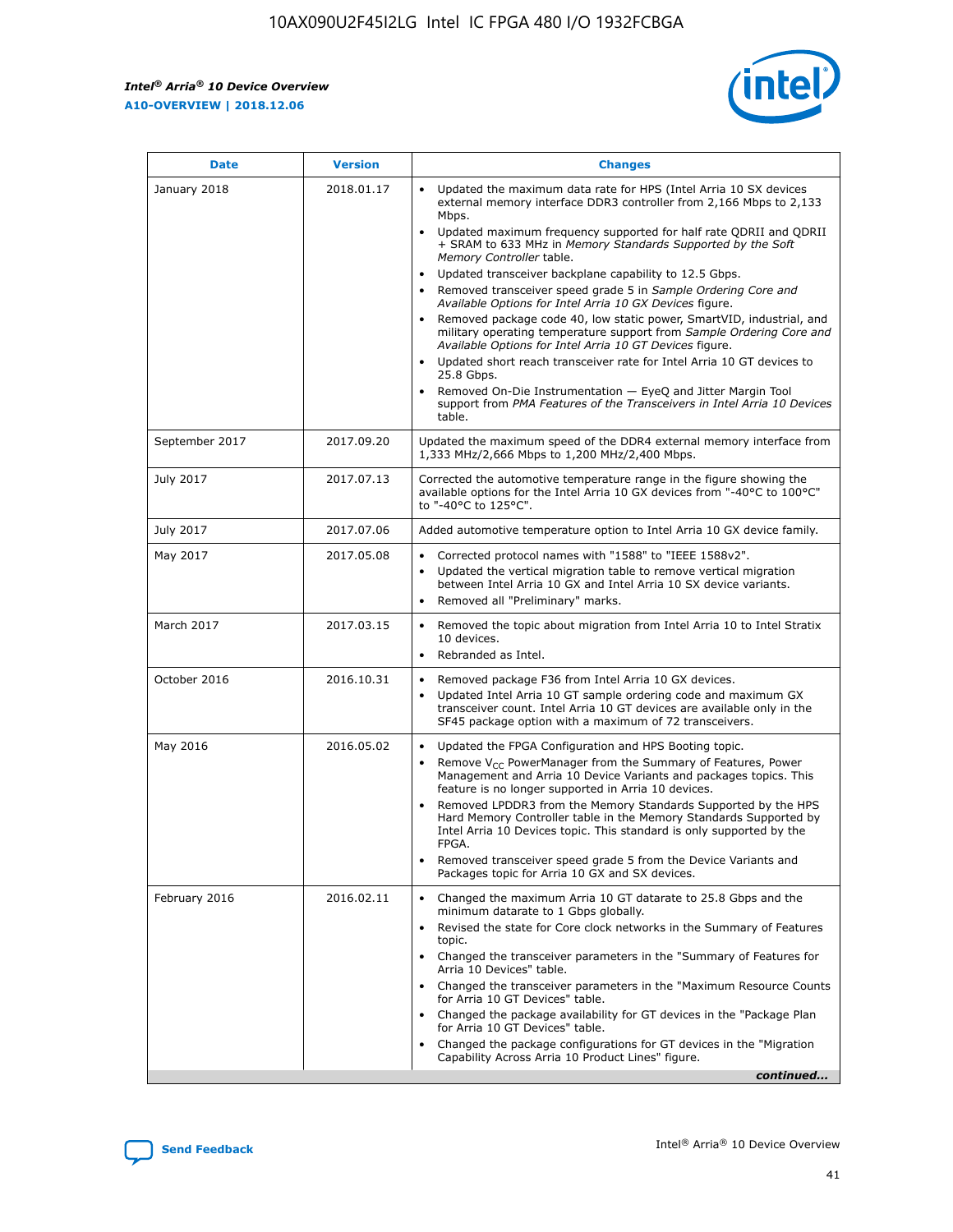| Date | Version | Changes |
| --- | --- | --- |
| January 2018 | 2018.01.17 | • Updated the maximum data rate for HPS (Intel Arria 10 SX devices external memory interface DDR3 controller from 2,166 Mbps to 2,133 Mbps.<br>• Updated maximum frequency supported for half rate QDRII and QDRII + SRAM to 633 MHz in *Memory Standards Supported by the Soft Memory Controller* table.<br>• Updated transceiver backplane capability to 12.5 Gbps.<br>• Removed transceiver speed grade 5 in *Sample Ordering Core and Available Options for Intel Arria 10 GX Devices* figure.<br>• Removed package code 40, low static power, SmartVID, industrial, and military operating temperature support from *Sample Ordering Core and Available Options for Intel Arria 10 GT Devices* figure.<br>• Updated short reach transceiver rate for Intel Arria 10 GT devices to 25.8 Gbps.<br>• Removed On-Die Instrumentation — EyeQ and Jitter Margin Tool support from *PMA Features of the Transceivers in Intel Arria 10 Devices* table. |
| September 2017 | 2017.09.20 | Updated the maximum speed of the DDR4 external memory interface from 1,333 MHz/2,666 Mbps to 1,200 MHz/2,400 Mbps. |
| July 2017 | 2017.07.13 | Corrected the automotive temperature range in the figure showing the available options for the Intel Arria 10 GX devices from "-40°C to 100°C" to "-40°C to 125°C". |
| July 2017 | 2017.07.06 | Added automotive temperature option to Intel Arria 10 GX device family. |
| May 2017 | 2017.05.08 | • Corrected protocol names with "1588" to "IEEE 1588v2".<br>• Updated the vertical migration table to remove vertical migration between Intel Arria 10 GX and Intel Arria 10 SX device variants.<br>• Removed all "Preliminary" marks. |
| March 2017 | 2017.03.15 | • Removed the topic about migration from Intel Arria 10 to Intel Stratix 10 devices.<br>• Rebranded as Intel. |
| October 2016 | 2016.10.31 | • Removed package F36 from Intel Arria 10 GX devices.<br>• Updated Intel Arria 10 GT sample ordering code and maximum GX transceiver count. Intel Arria 10 GT devices are available only in the SF45 package option with a maximum of 72 transceivers. |
| May 2016 | 2016.05.02 | • Updated the FPGA Configuration and HPS Booting topic.<br>• Remove $V_{CC}$ PowerManager from the Summary of Features, Power Management and Arria 10 Device Variants and packages topics. This feature is no longer supported in Arria 10 devices.<br>• Removed LPDDR3 from the Memory Standards Supported by the HPS Hard Memory Controller table in the Memory Standards Supported by Intel Arria 10 Devices topic. This standard is only supported by the FPGA.<br>• Removed transceiver speed grade 5 from the Device Variants and Packages topic for Arria 10 GX and SX devices. |
| February 2016 | 2016.02.11 | • Changed the maximum Arria 10 GT datarate to 25.8 Gbps and the minimum datarate to 1 Gbps globally.<br>• Revised the state for Core clock networks in the Summary of Features topic.<br>• Changed the transceiver parameters in the "Summary of Features for Arria 10 Devices" table.<br>• Changed the transceiver parameters in the "Maximum Resource Counts for Arria 10 GT Devices" table.<br>• Changed the package availability for GT devices in the "Package Plan for Arria 10 GT Devices" table.<br>• Changed the package configurations for GT devices in the "Migration Capability Across Arria 10 Product Lines" figure. |

*continued...*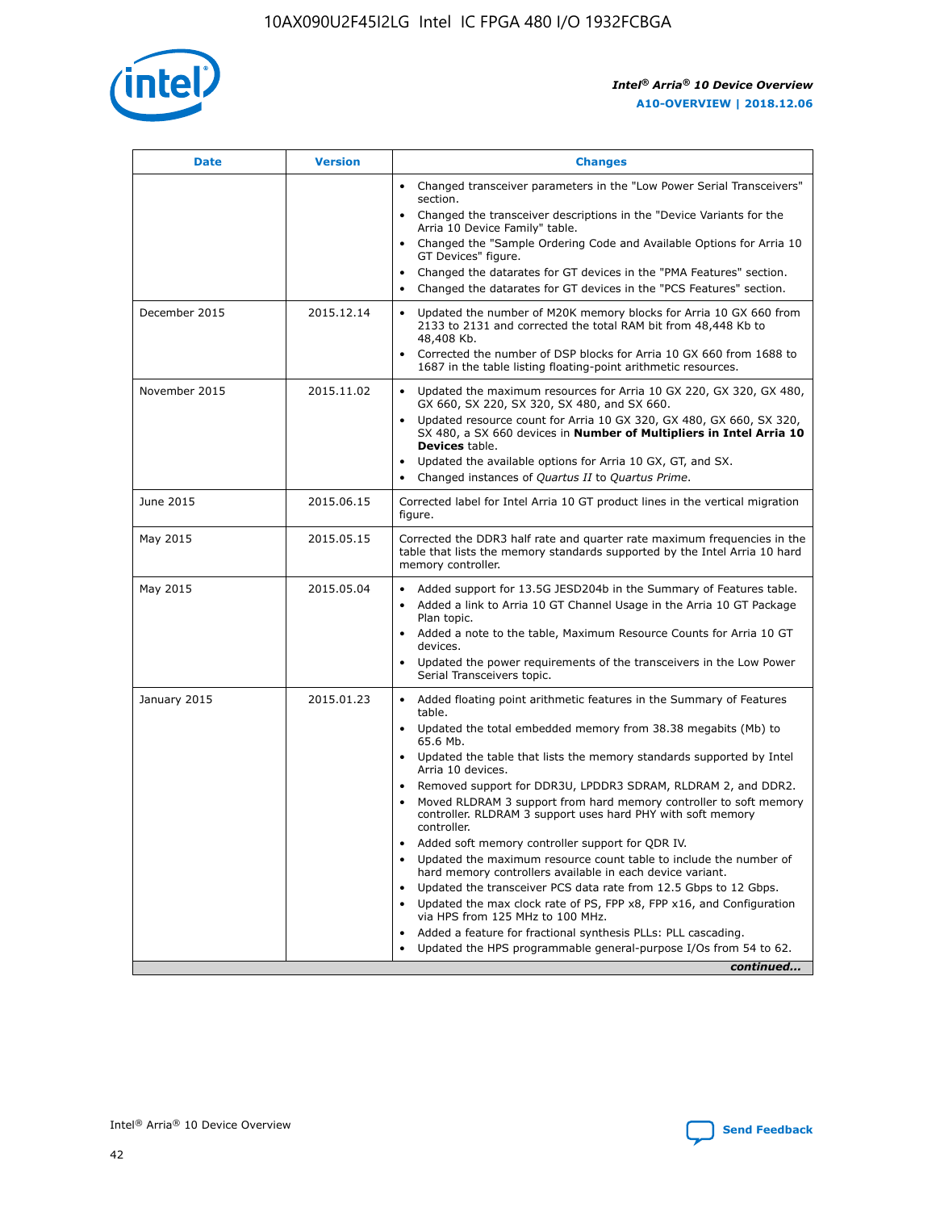| Date | Version | Changes |
| --- | --- | --- |
| | | • Changed transceiver parameters in the "Low Power Serial Transceivers" section.<br>• Changed the transceiver descriptions in the "Device Variants for the Arria 10 Device Family" table.<br>• Changed the "Sample Ordering Code and Available Options for Arria 10 GT Devices" figure.<br>• Changed the datarates for GT devices in the "PMA Features" section.<br>• Changed the datarates for GT devices in the "PCS Features" section. |
| December 2015 | 2015.12.14 | • Updated the number of M20K memory blocks for Arria 10 GX 660 from 2133 to 2131 and corrected the total RAM bit from 48,448 Kb to 48,408 Kb.<br>• Corrected the number of DSP blocks for Arria 10 GX 660 from 1688 to 1687 in the table listing floating-point arithmetic resources. |
| November 2015 | 2015.11.02 | • Updated the maximum resources for Arria 10 GX 220, GX 320, GX 480, GX 660, SX 220, SX 320, SX 480, and SX 660.<br>• Updated resource count for Arria 10 GX 320, GX 480, GX 660, SX 320, SX 480, a SX 660 devices in **Number of Multipliers in Intel Arria 10 Devices** table.<br>• Updated the available options for Arria 10 GX, GT, and SX.<br>• Changed instances of *Quartus II* to *Quartus Prime*. |
| June 2015 | 2015.06.15 | Corrected label for Intel Arria 10 GT product lines in the vertical migration figure. |
| May 2015 | 2015.05.15 | Corrected the DDR3 half rate and quarter rate maximum frequencies in the table that lists the memory standards supported by the Intel Arria 10 hard memory controller. |
| May 2015 | 2015.05.04 | • Added support for 13.5G JESD204b in the Summary of Features table.<br>• Added a link to Arria 10 GT Channel Usage in the Arria 10 GT Package Plan topic.<br>• Added a note to the table, Maximum Resource Counts for Arria 10 GT devices.<br>• Updated the power requirements of the transceivers in the Low Power Serial Transceivers topic. |
| January 2015 | 2015.01.23 | • Added floating point arithmetic features in the Summary of Features table.<br>• Updated the total embedded memory from 38.38 megabits (Mb) to 65.6 Mb.<br>• Updated the table that lists the memory standards supported by Intel Arria 10 devices.<br>• Removed support for DDR3U, LPDDR3 SDRAM, RLDRAM 2, and DDR2.<br>• Moved RLDRAM 3 support from hard memory controller to soft memory controller. RLDRAM 3 support uses hard PHY with soft memory controller.<br>• Added soft memory controller support for QDR IV.<br>• Updated the maximum resource count table to include the number of hard memory controllers available in each device variant.<br>• Updated the transceiver PCS data rate from 12.5 Gbps to 12 Gbps.<br>• Updated the max clock rate of PS, FPP x8, FPP x16, and Configuration via HPS from 125 MHz to 100 MHz.<br>• Added a feature for fractional synthesis PLLs: PLL cascading.<br>• Updated the HPS programmable general-purpose I/Os from 54 to 62. |

*continued...*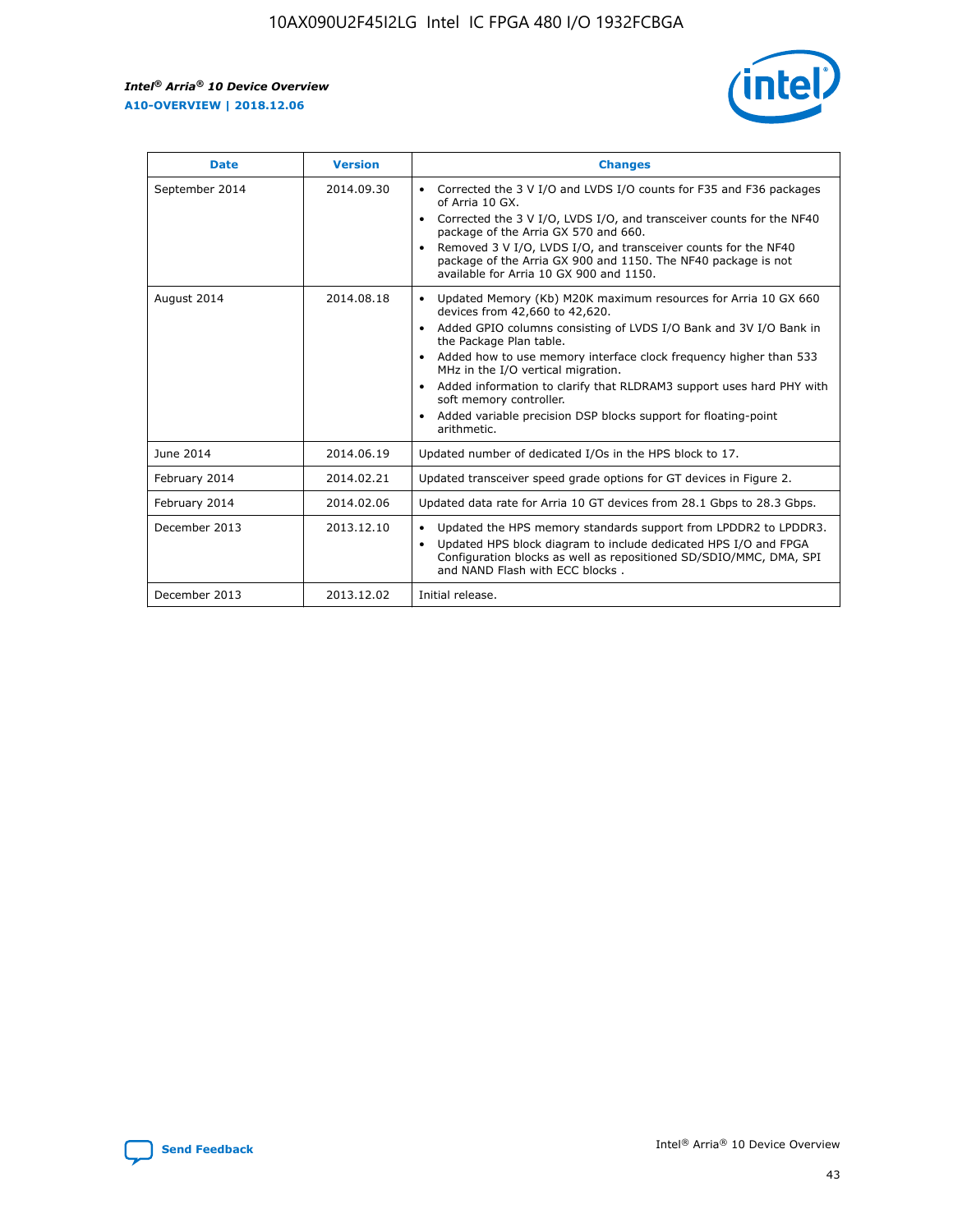| Date | Version | Changes |
| --- | --- | --- |
| September 2014 | 2014.09.30 | • Corrected the 3 V I/O and LVDS I/O counts for F35 and F36 packages of Arria 10 GX.<br>• Corrected the 3 V I/O, LVDS I/O, and transceiver counts for the NF40 package of the Arria GX 570 and 660.<br>• Removed 3 V I/O, LVDS I/O, and transceiver counts for the NF40 package of the Arria GX 900 and 1150. The NF40 package is not available for Arria 10 GX 900 and 1150. |
| August 2014 | 2014.08.18 | • Updated Memory (Kb) M20K maximum resources for Arria 10 GX 660 devices from 42,660 to 42,620.<br>• Added GPIO columns consisting of LVDS I/O Bank and 3V I/O Bank in the Package Plan table.<br>• Added how to use memory interface clock frequency higher than 533 MHz in the I/O vertical migration.<br>• Added information to clarify that RLDRAM3 support uses hard PHY with soft memory controller.<br>• Added variable precision DSP blocks support for floating-point arithmetic. |
| June 2014 | 2014.06.19 | Updated number of dedicated I/Os in the HPS block to 17. |
| February 2014 | 2014.02.21 | Updated transceiver speed grade options for GT devices in Figure 2. |
| February 2014 | 2014.02.06 | Updated data rate for Arria 10 GT devices from 28.1 Gbps to 28.3 Gbps. |
| December 2013 | 2013.12.10 | • Updated the HPS memory standards support from LPDDR2 to LPDDR3.<br>• Updated HPS block diagram to include dedicated HPS I/O and FPGA Configuration blocks as well as repositioned SD/SDIO/MMC, DMA, SPI and NAND Flash with ECC blocks . |
| December 2013 | 2013.12.02 | Initial release. |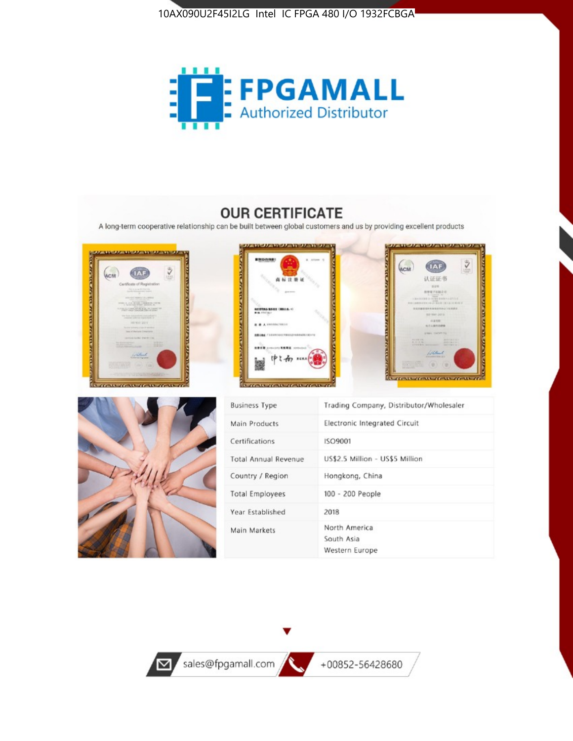FPGAMALL
Authorized Distributor

# OUR CERTIFICATE

A long-term cooperative relationship can be built between global customers and us by providing excellent products

| | |
|---|---|
| Business Type | Trading Company, Distributor/Wholesaler |
| Main Products | Electronic Integrated Circuit |
| Certifications | ISO9001 |
| Total Annual Revenue | US$2.5 Million - US$5 Million |
| Country / Region | Hongkong, China |
| Total Employees | 100 - 200 People |
| Year Established | 2018 |
| Main Markets | North America<br>South Asia<br>Western Europe |

sales@fpgamall.com

+00852-56428680